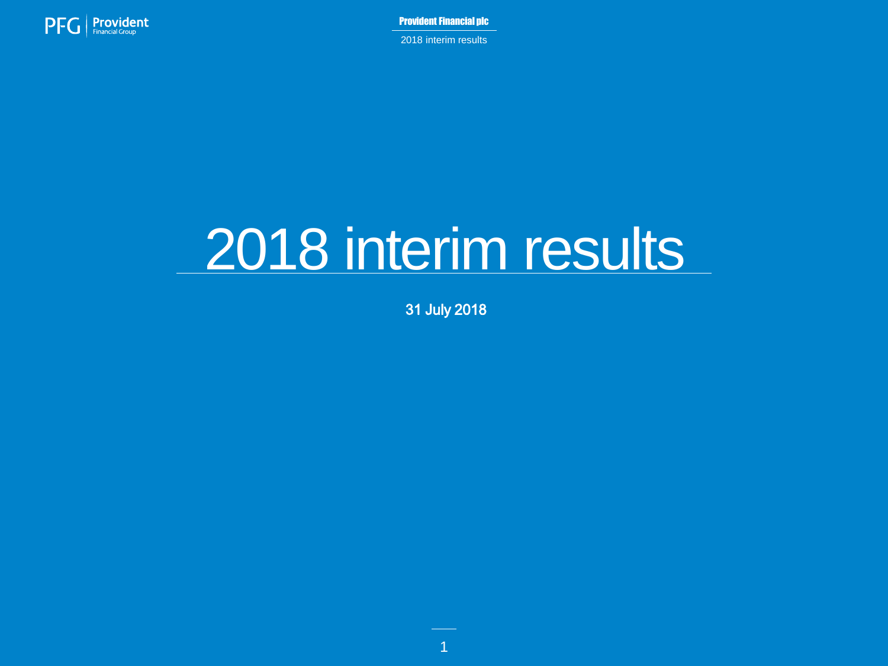# 2018 interim results

31 July 2018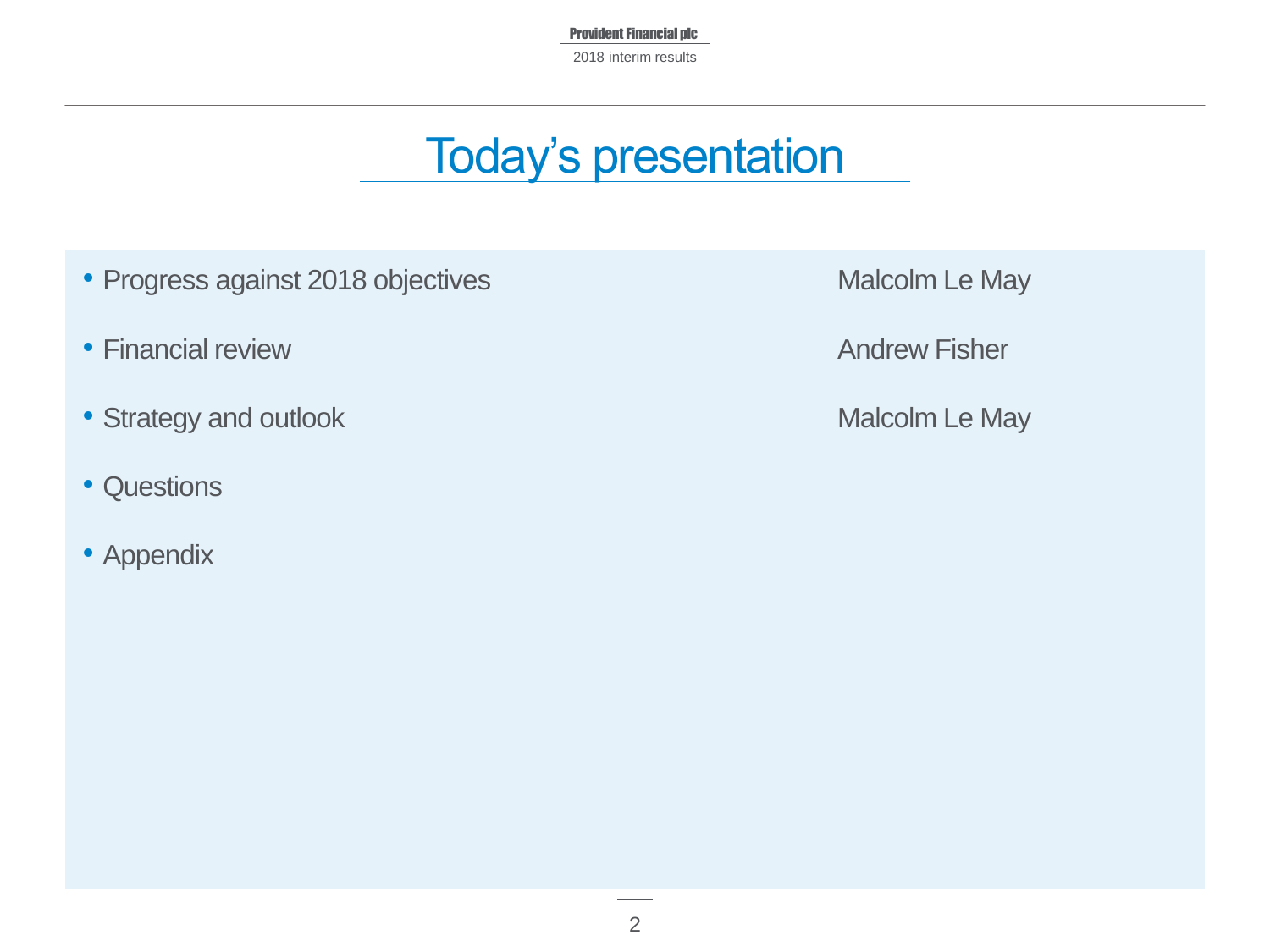# Today's presentation

| | |
|---|---|
| • Progress against 2018 objectives | Malcolm Le May |
| • Financial review | Andrew Fisher |
| • Strategy and outlook | Malcolm Le May |
| • Questions | |
| • Appendix | |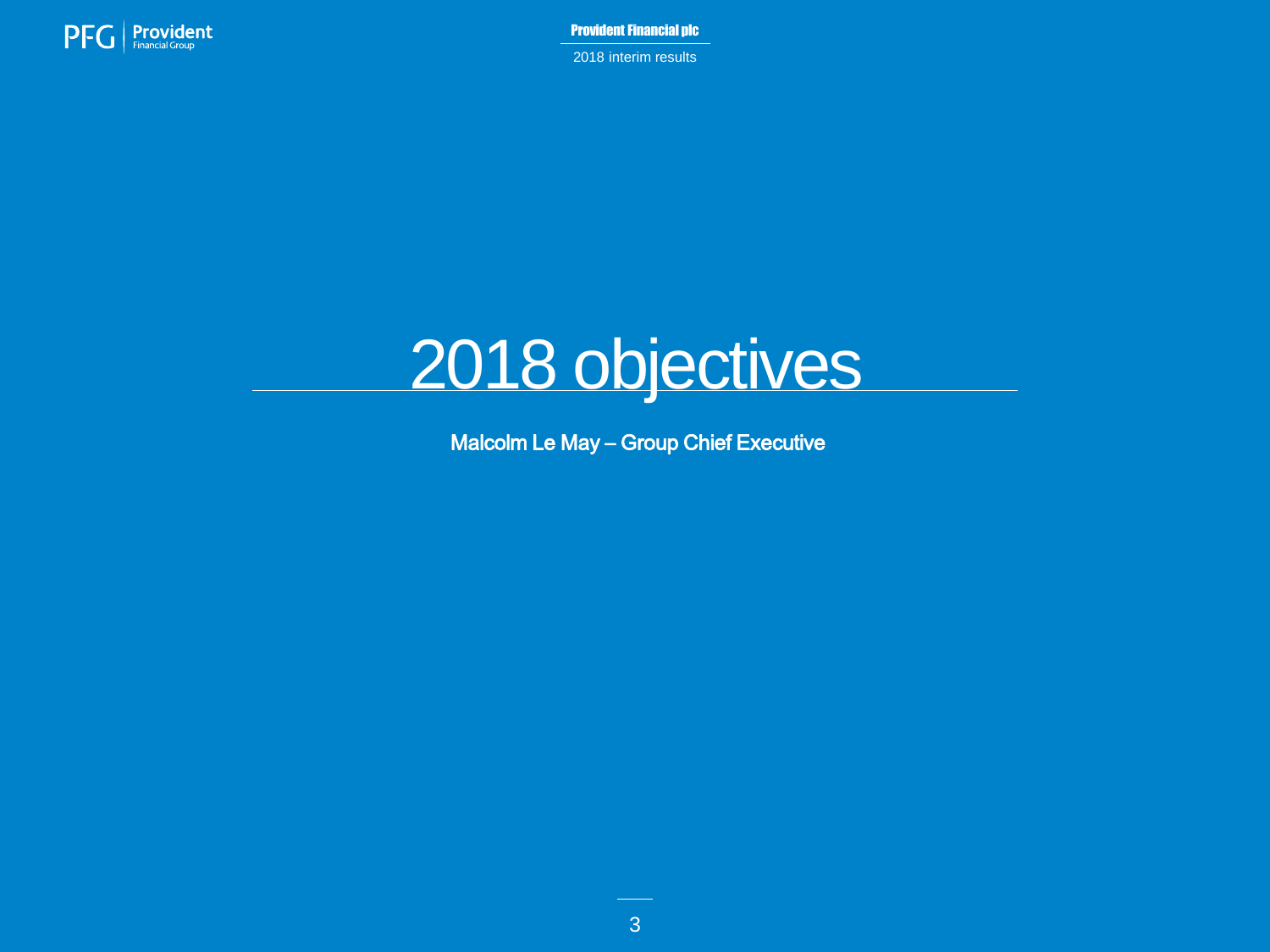# 2018 objectives

Malcolm Le May – Group Chief Executive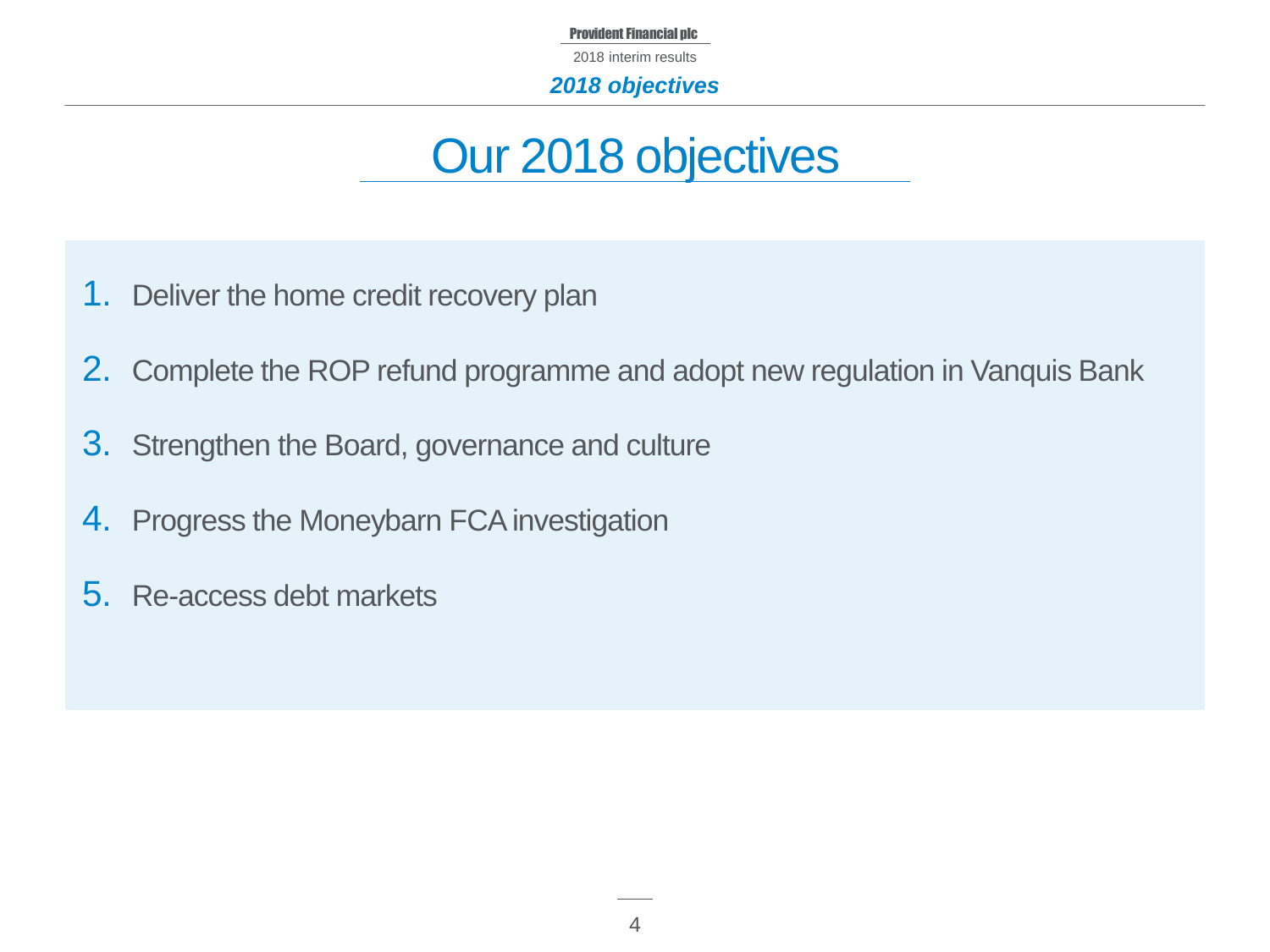# Our 2018 objectives

1. Deliver the home credit recovery plan
2. Complete the ROP refund programme and adopt new regulation in Vanquis Bank
3. Strengthen the Board, governance and culture
4. Progress the Moneybarn FCA investigation
5. Re-access debt markets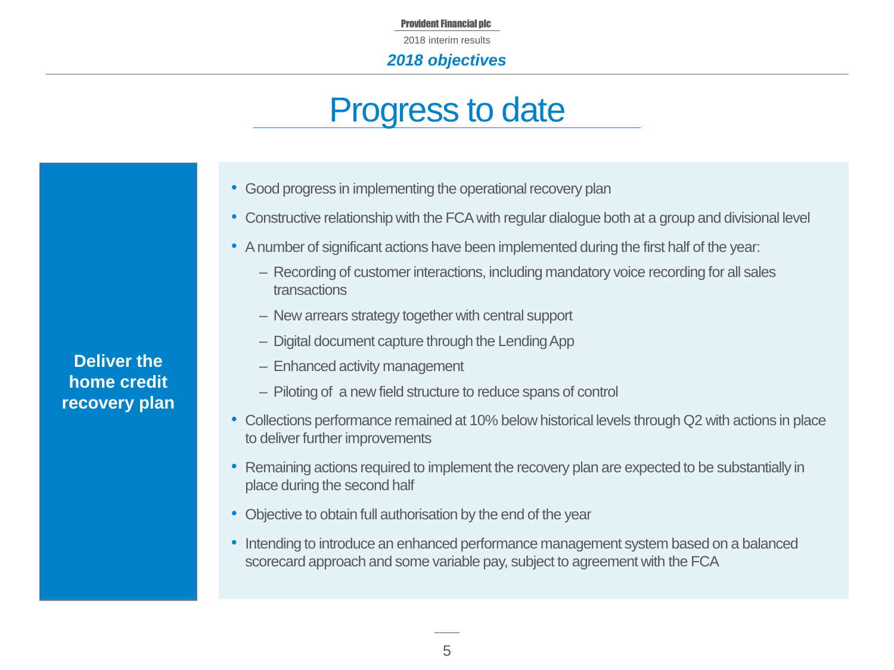## 2018 objectives

# Progress to date

**Deliver the home credit recovery plan**

- Good progress in implementing the operational recovery plan
- Constructive relationship with the FCA with regular dialogue both at a group and divisional level
- A number of significant actions have been implemented during the first half of the year:
  - Recording of customer interactions, including mandatory voice recording for all sales transactions
  - New arrears strategy together with central support
  - Digital document capture through the Lending App
  - Enhanced activity management
  - Piloting of a new field structure to reduce spans of control
- Collections performance remained at 10% below historical levels through Q2 with actions in place to deliver further improvements
- Remaining actions required to implement the recovery plan are expected to be substantially in place during the second half
- Objective to obtain full authorisation by the end of the year
- Intending to introduce an enhanced performance management system based on a balanced scorecard approach and some variable pay, subject to agreement with the FCA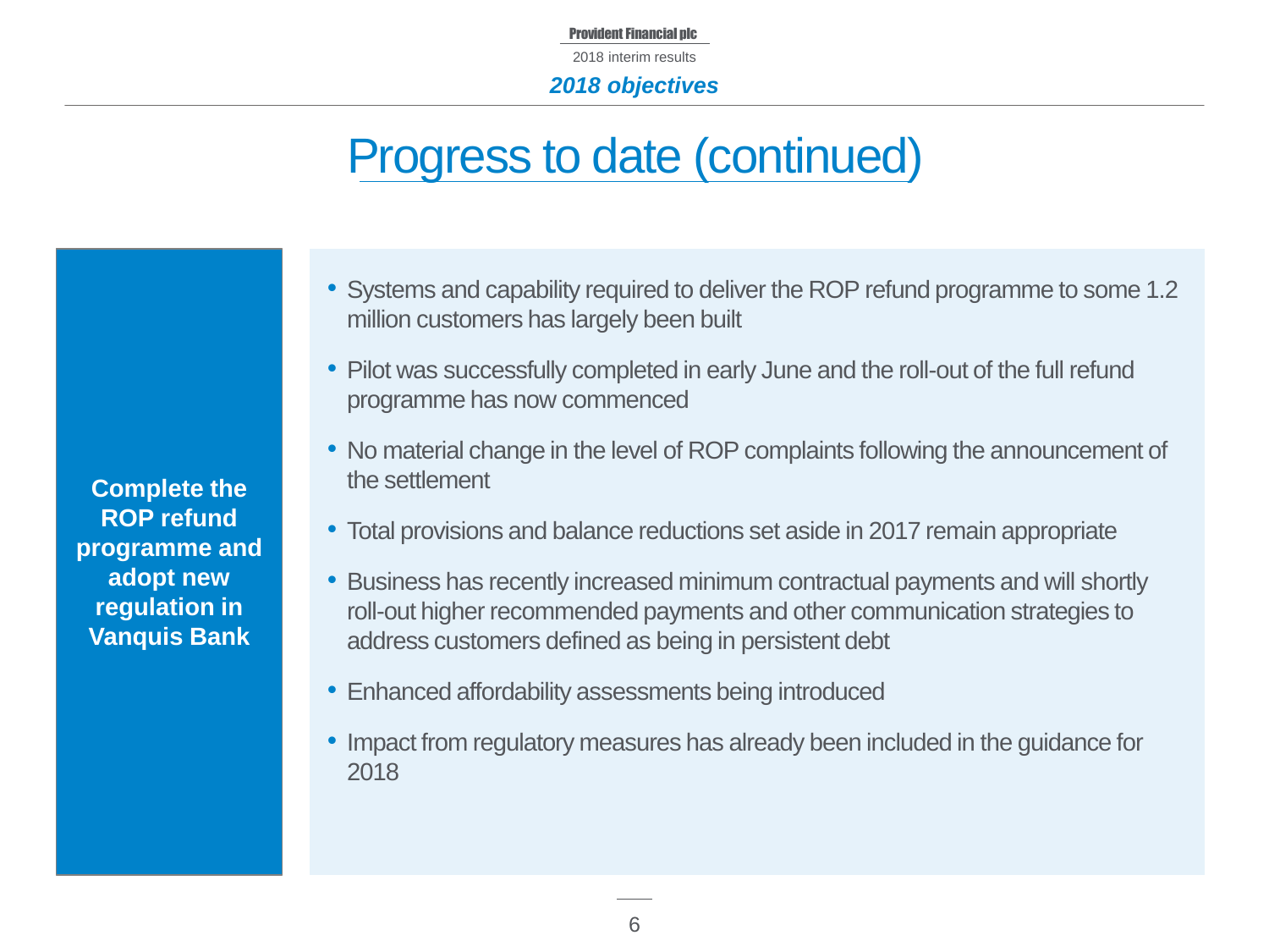# Progress to date (continued)

**Complete the ROP refund programme and adopt new regulation in Vanquis Bank**

- Systems and capability required to deliver the ROP refund programme to some 1.2 million customers has largely been built
- Pilot was successfully completed in early June and the roll-out of the full refund programme has now commenced
- No material change in the level of ROP complaints following the announcement of the settlement
- Total provisions and balance reductions set aside in 2017 remain appropriate
- Business has recently increased minimum contractual payments and will shortly roll-out higher recommended payments and other communication strategies to address customers defined as being in persistent debt
- Enhanced affordability assessments being introduced
- Impact from regulatory measures has already been included in the guidance for 2018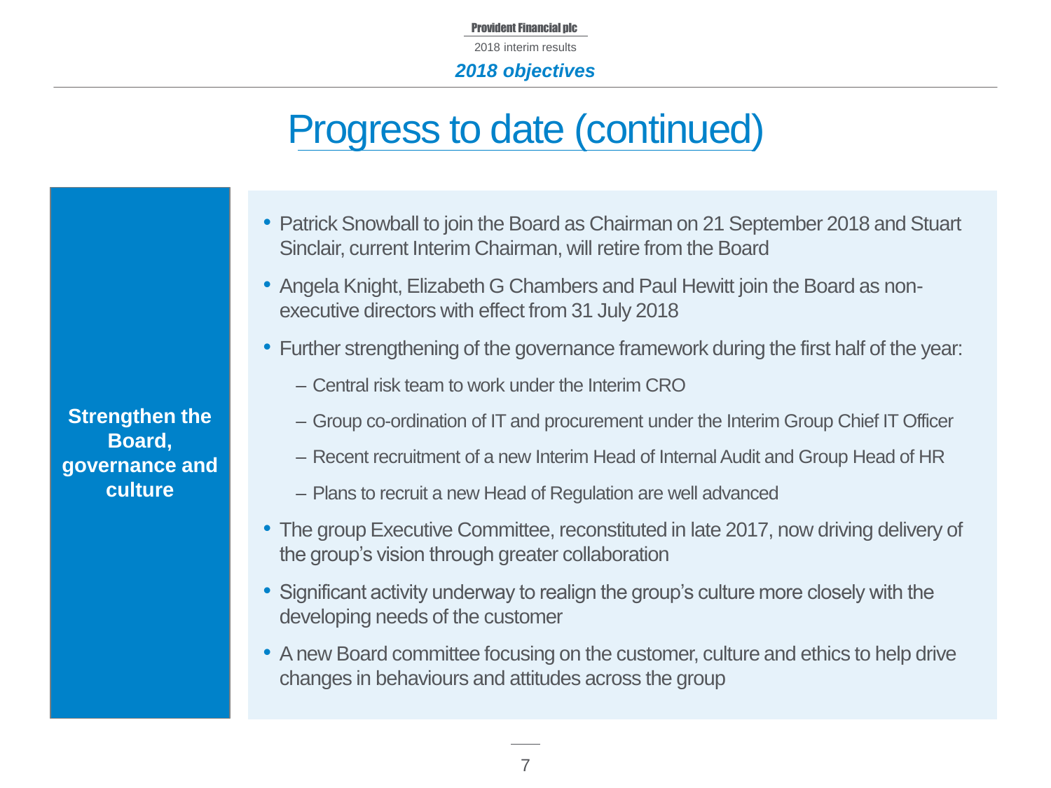# Progress to date (continued)

## Strengthen the Board, governance and culture

- Patrick Snowball to join the Board as Chairman on 21 September 2018 and Stuart Sinclair, current Interim Chairman, will retire from the Board
- Angela Knight, Elizabeth G Chambers and Paul Hewitt join the Board as non-executive directors with effect from 31 July 2018
- Further strengthening of the governance framework during the first half of the year:
  - Central risk team to work under the Interim CRO
  - Group co-ordination of IT and procurement under the Interim Group Chief IT Officer
  - Recent recruitment of a new Interim Head of Internal Audit and Group Head of HR
  - Plans to recruit a new Head of Regulation are well advanced
- The group Executive Committee, reconstituted in late 2017, now driving delivery of the group's vision through greater collaboration
- Significant activity underway to realign the group's culture more closely with the developing needs of the customer
- A new Board committee focusing on the customer, culture and ethics to help drive changes in behaviours and attitudes across the group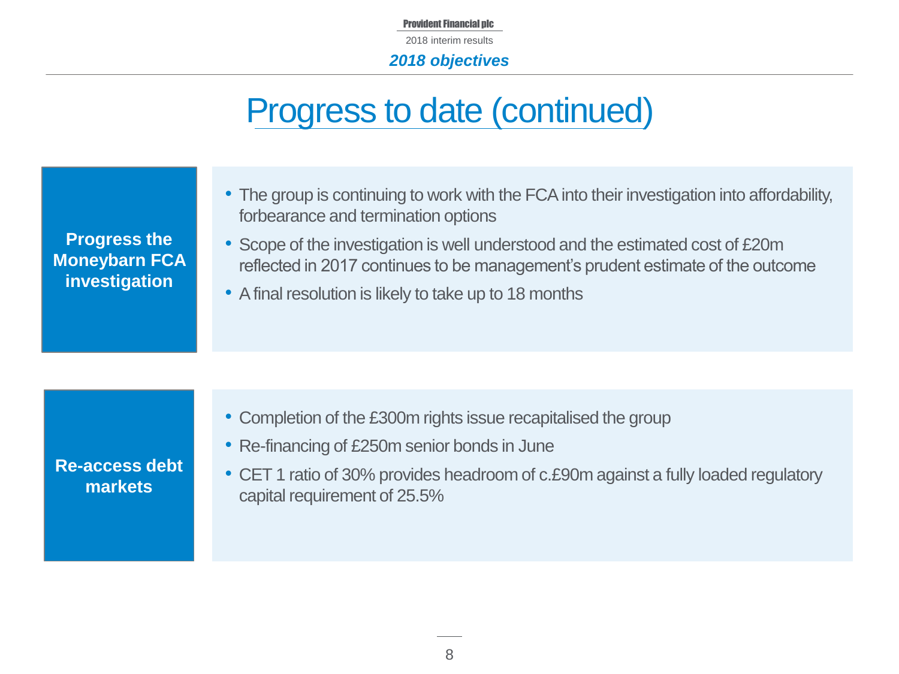*2018 objectives*

# Progress to date (continued)

**Progress the Moneybarn FCA investigation**

- The group is continuing to work with the FCA into their investigation into affordability, forbearance and termination options
- Scope of the investigation is well understood and the estimated cost of £20m reflected in 2017 continues to be management's prudent estimate of the outcome
- A final resolution is likely to take up to 18 months

**Re-access debt markets**

- Completion of the £300m rights issue recapitalised the group
- Re-financing of £250m senior bonds in June
- CET 1 ratio of 30% provides headroom of c.£90m against a fully loaded regulatory capital requirement of 25.5%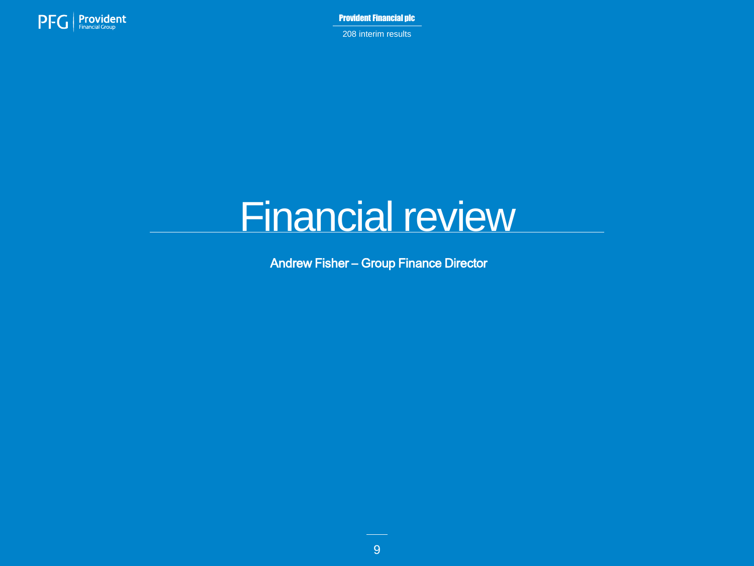# Financial review

**Andrew Fisher – Group Finance Director**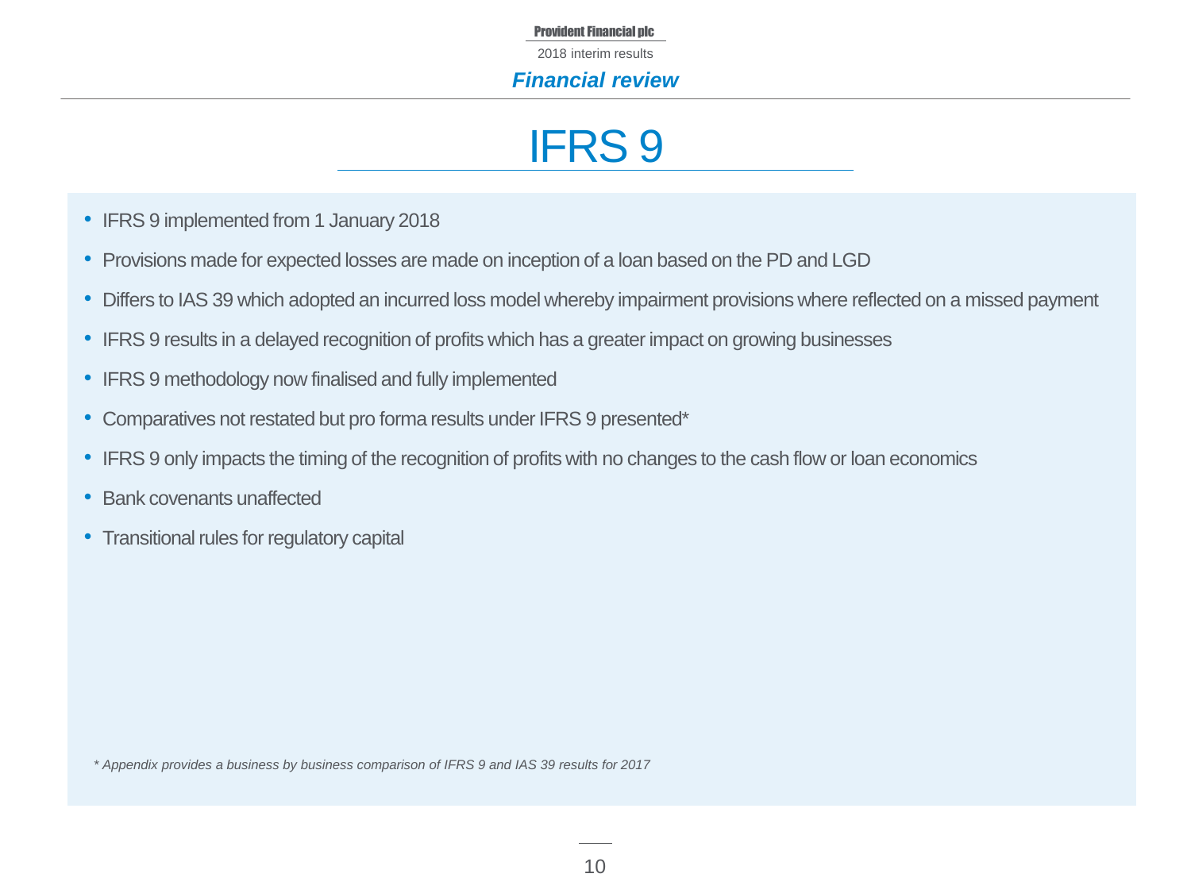# IFRS 9

- IFRS 9 implemented from 1 January 2018
- Provisions made for expected losses are made on inception of a loan based on the PD and LGD
- Differs to IAS 39 which adopted an incurred loss model whereby impairment provisions where reflected on a missed payment
- IFRS 9 results in a delayed recognition of profits which has a greater impact on growing businesses
- IFRS 9 methodology now finalised and fully implemented
- Comparatives not restated but pro forma results under IFRS 9 presented*
- IFRS 9 only impacts the timing of the recognition of profits with no changes to the cash flow or loan economics
- Bank covenants unaffected
- Transitional rules for regulatory capital

*\* Appendix provides a business by business comparison of IFRS 9 and IAS 39 results for 2017*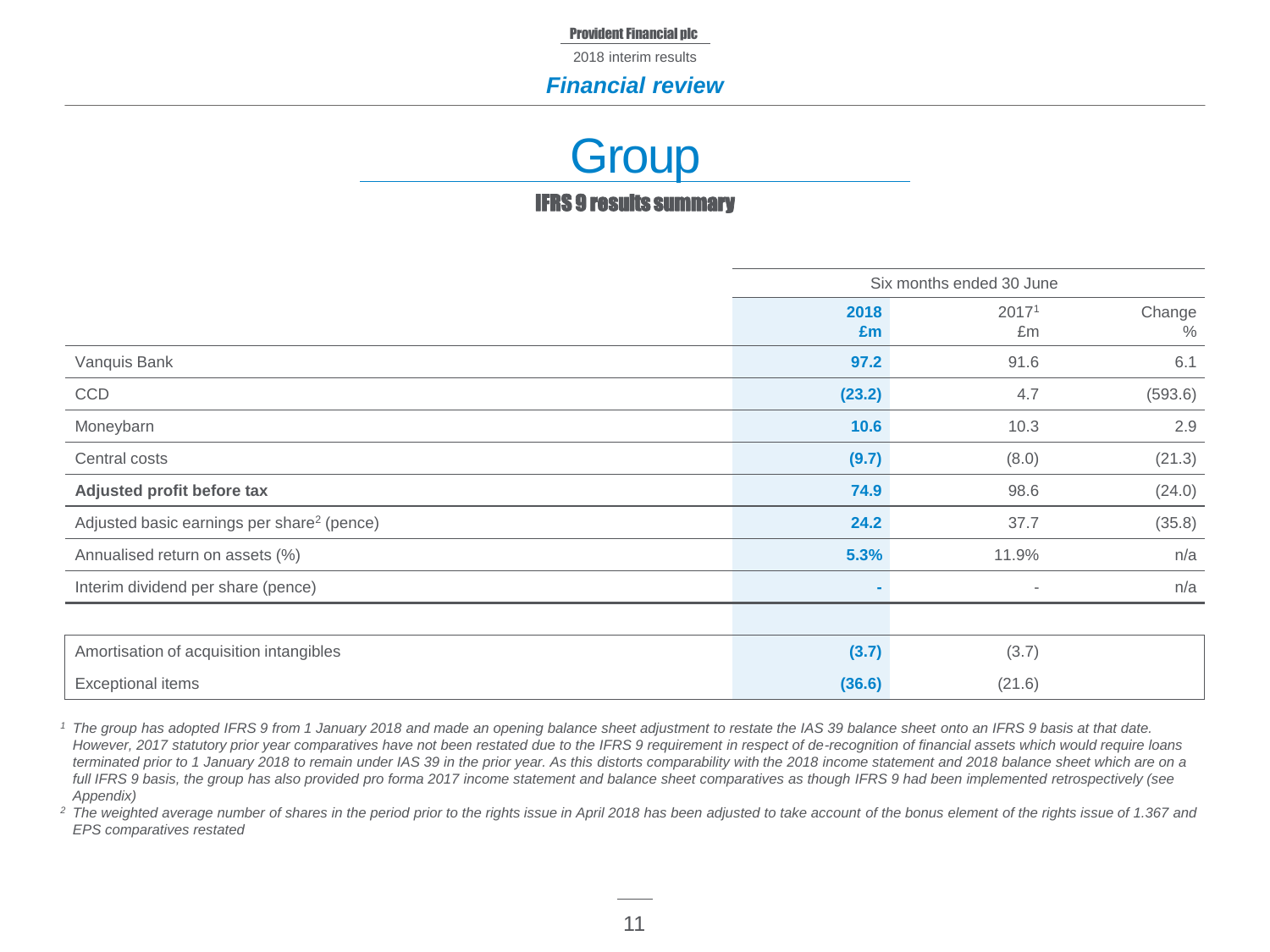# Financial review

## Group

### IFRS 9 results summary

| | Six months ended 30 June | | |
|---|---|---|---|
| | **2018 £m** | 2017[1] £m | Change % |
| Vanquis Bank | **97.2** | 91.6 | 6.1 |
| CCD | **(23.2)** | 4.7 | (593.6) |
| Moneybarn | **10.6** | 10.3 | 2.9 |
| Central costs | **(9.7)** | (8.0) | (21.3) |
| **Adjusted profit before tax** | **74.9** | 98.6 | (24.0) |
| Adjusted basic earnings per share[2] (pence) | **24.2** | 37.7 | (35.8) |
| Annualised return on assets (%) | **5.3%** | 11.9% | n/a |
| Interim dividend per share (pence) | **-** | - | n/a |

| | **2018 £m** | 2017[1] £m |
|---|---|---|
| Amortisation of acquisition intangibles | **(3.7)** | (3.7) |
| Exceptional items | **(36.6)** | (21.6) |

*[1] The group has adopted IFRS 9 from 1 January 2018 and made an opening balance sheet adjustment to restate the IAS 39 balance sheet onto an IFRS 9 basis at that date. However, 2017 statutory prior year comparatives have not been restated due to the IFRS 9 requirement in respect of de-recognition of financial assets which would require loans terminated prior to 1 January 2018 to remain under IAS 39 in the prior year. As this distorts comparability with the 2018 income statement and 2018 balance sheet which are on a full IFRS 9 basis, the group has also provided pro forma 2017 income statement and balance sheet comparatives as though IFRS 9 had been implemented retrospectively (see Appendix)*

*[2] The weighted average number of shares in the period prior to the rights issue in April 2018 has been adjusted to take account of the bonus element of the rights issue of 1.367 and EPS comparatives restated*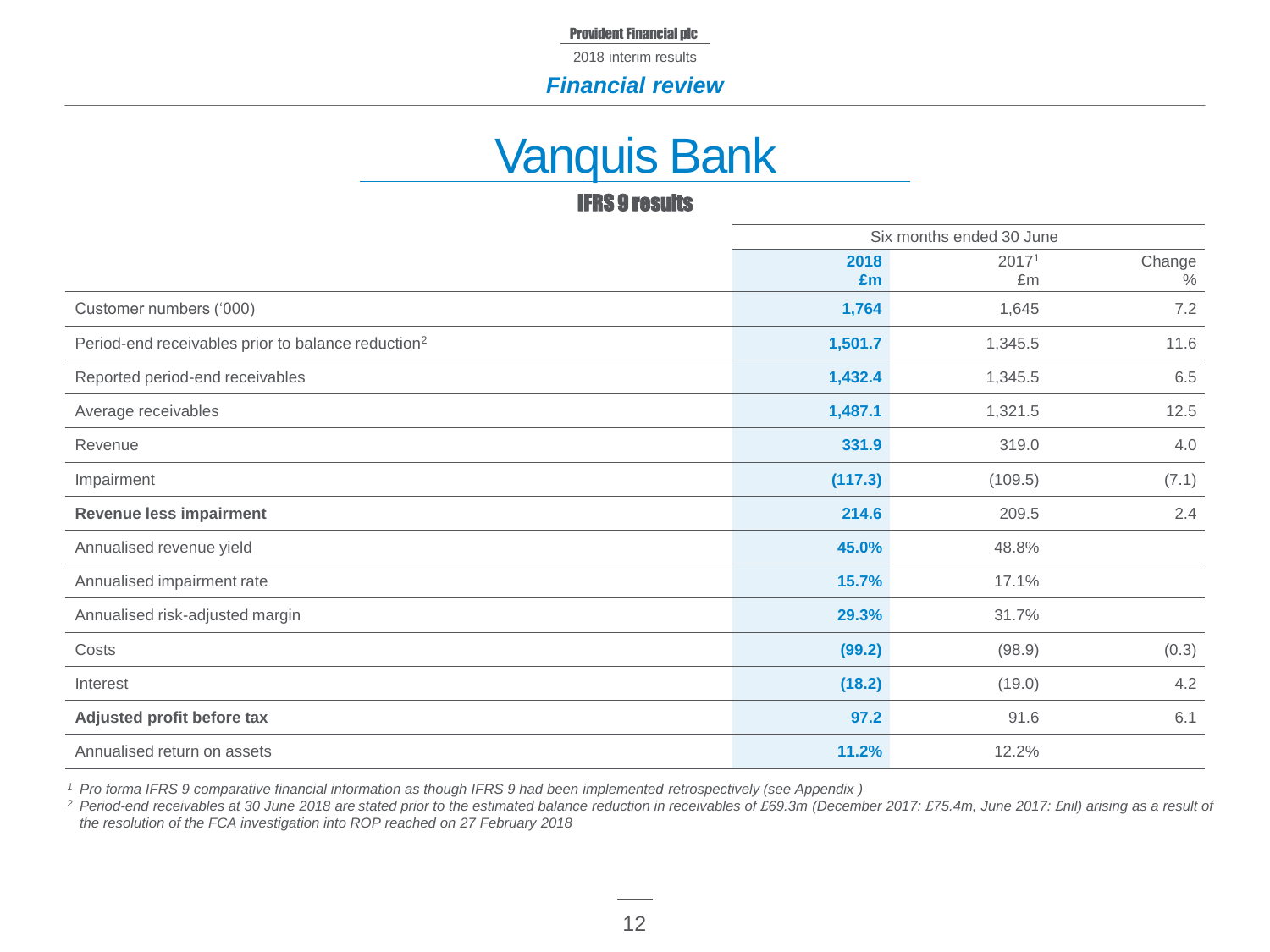## Financial review

# Vanquis Bank

### IFRS 9 results

| | Six months ended 30 June | | |
|---|---|---|---|
| | **2018 £m** | 2017[1] £m | Change % |
| Customer numbers ('000) | **1,764** | 1,645 | 7.2 |
| Period-end receivables prior to balance reduction[2] | **1,501.7** | 1,345.5 | 11.6 |
| Reported period-end receivables | **1,432.4** | 1,345.5 | 6.5 |
| Average receivables | **1,487.1** | 1,321.5 | 12.5 |
| Revenue | **331.9** | 319.0 | 4.0 |
| Impairment | **(117.3)** | (109.5) | (7.1) |
| **Revenue less impairment** | **214.6** | 209.5 | 2.4 |
| Annualised revenue yield | **45.0%** | 48.8% | |
| Annualised impairment rate | **15.7%** | 17.1% | |
| Annualised risk-adjusted margin | **29.3%** | 31.7% | |
| Costs | **(99.2)** | (98.9) | (0.3) |
| Interest | **(18.2)** | (19.0) | 4.2 |
| **Adjusted profit before tax** | **97.2** | 91.6 | 6.1 |
| Annualised return on assets | **11.2%** | 12.2% | |

*[1] Pro forma IFRS 9 comparative financial information as though IFRS 9 had been implemented retrospectively (see Appendix )*

*[2] Period-end receivables at 30 June 2018 are stated prior to the estimated balance reduction in receivables of £69.3m (December 2017: £75.4m, June 2017: £nil) arising as a result of the resolution of the FCA investigation into ROP reached on 27 February 2018*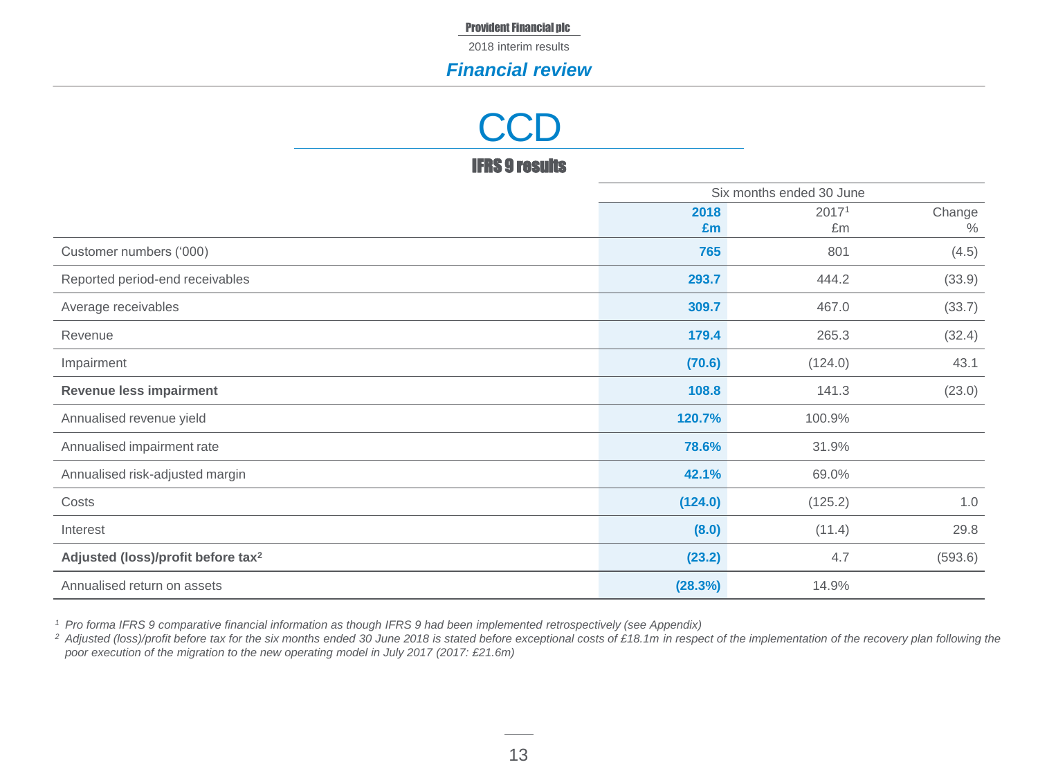## CCD

### IFRS 9 results

| | Six months ended 30 June | | |
|---|---|---|---|
| | **2018** **£m** | 2017[1] £m | Change % |
| Customer numbers ('000) | **765** | 801 | (4.5) |
| Reported period-end receivables | **293.7** | 444.2 | (33.9) |
| Average receivables | **309.7** | 467.0 | (33.7) |
| Revenue | **179.4** | 265.3 | (32.4) |
| Impairment | **(70.6)** | (124.0) | 43.1 |
| **Revenue less impairment** | **108.8** | 141.3 | (23.0) |
| Annualised revenue yield | **120.7%** | 100.9% | |
| Annualised impairment rate | **78.6%** | 31.9% | |
| Annualised risk-adjusted margin | **42.1%** | 69.0% | |
| Costs | **(124.0)** | (125.2) | 1.0 |
| Interest | **(8.0)** | (11.4) | 29.8 |
| **Adjusted (loss)/profit before tax[2]** | **(23.2)** | 4.7 | (593.6) |
| Annualised return on assets | **(28.3%)** | 14.9% | |

*[1] Pro forma IFRS 9 comparative financial information as though IFRS 9 had been implemented retrospectively (see Appendix)*

*[2] Adjusted (loss)/profit before tax for the six months ended 30 June 2018 is stated before exceptional costs of £18.1m in respect of the implementation of the recovery plan following the poor execution of the migration to the new operating model in July 2017 (2017: £21.6m)*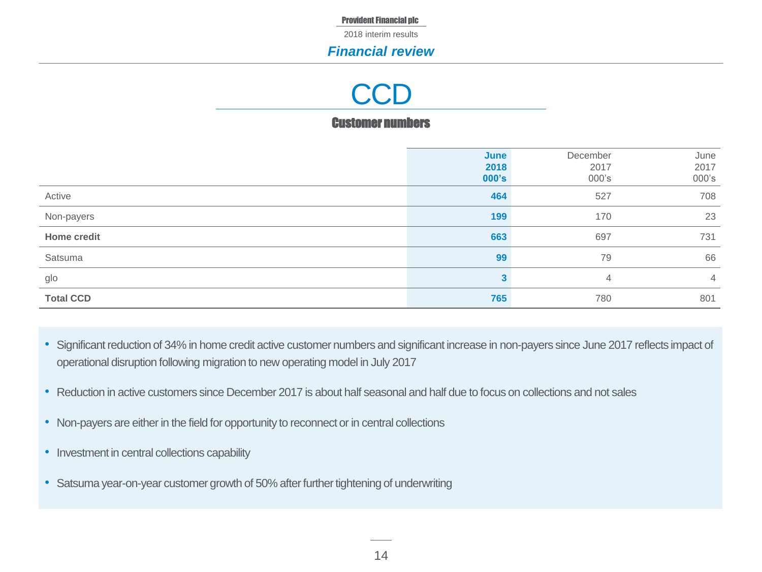# CCD

## Customer numbers

| | **June 2018 000's** | December 2017 000's | June 2017 000's |
|---|---|---|---|
| Active | **464** | 527 | 708 |
| Non-payers | **199** | 170 | 23 |
| **Home credit** | **663** | 697 | 731 |
| Satsuma | **99** | 79 | 66 |
| glo | **3** | 4 | 4 |
| **Total CCD** | **765** | 780 | 801 |

- Significant reduction of 34% in home credit active customer numbers and significant increase in non-payers since June 2017 reflects impact of operational disruption following migration to new operating model in July 2017
- Reduction in active customers since December 2017 is about half seasonal and half due to focus on collections and not sales
- Non-payers are either in the field for opportunity to reconnect or in central collections
- Investment in central collections capability
- Satsuma year-on-year customer growth of 50% after further tightening of underwriting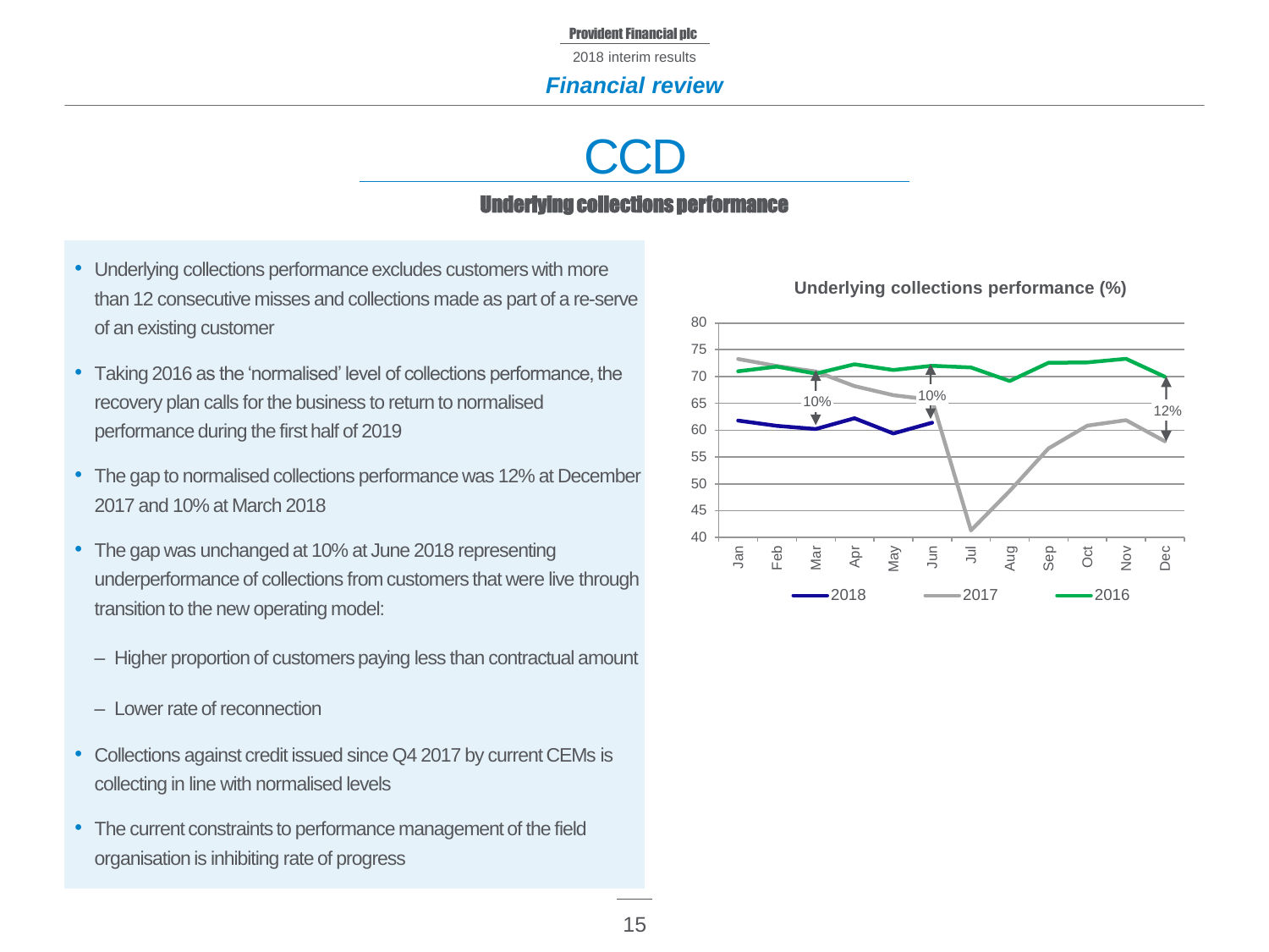# CCD

## Underlying collections performance

- Underlying collections performance excludes customers with more than 12 consecutive misses and collections made as part of a re-serve of an existing customer
- Taking 2016 as the 'normalised' level of collections performance, the recovery plan calls for the business to return to normalised performance during the first half of 2019
- The gap to normalised collections performance was 12% at December 2017 and 10% at March 2018
- The gap was unchanged at 10% at June 2018 representing underperformance of collections from customers that were live through transition to the new operating model:
  - Higher proportion of customers paying less than contractual amount
  - Lower rate of reconnection
- Collections against credit issued since Q4 2017 by current CEMs is collecting in line with normalised levels
- The current constraints to performance management of the field organisation is inhibiting rate of progress

**Underlying collections performance (%)**

Chart: line chart of monthly underlying collections performance (%) for 2016, 2017 and 2018 (y-axis 40–80). Annotated gaps: 10% at Mar, 10% at Jun, 12% at Dec.

Legend: 2018, 2017, 2016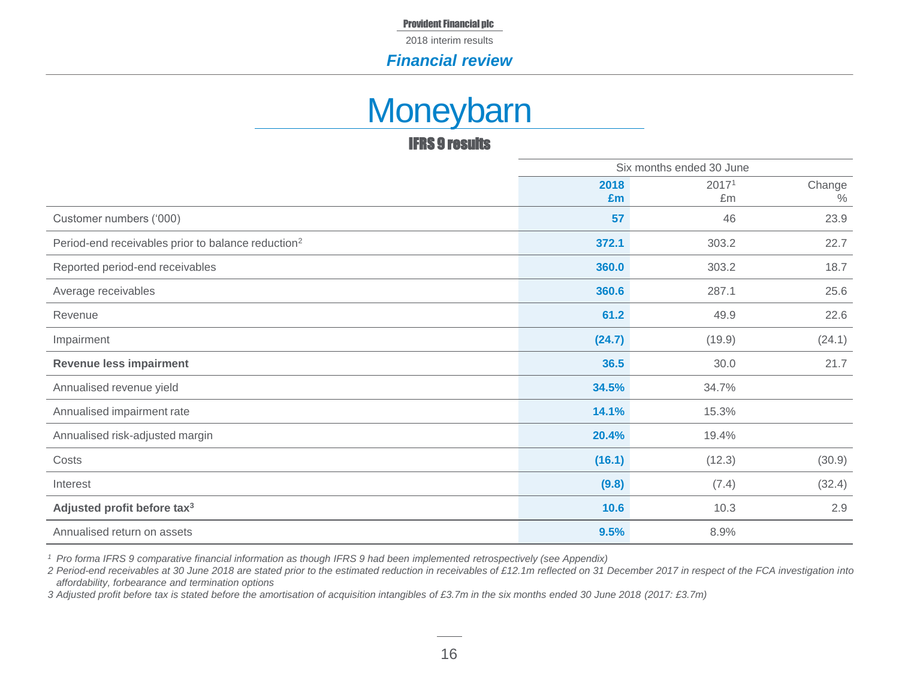# Moneybarn

## IFRS 9 results

| | Six months ended 30 June | | |
|---|---|---|---|
| | **2018 £m** | 2017[1] £m | Change % |
| Customer numbers ('000) | **57** | 46 | 23.9 |
| Period-end receivables prior to balance reduction[2] | **372.1** | 303.2 | 22.7 |
| Reported period-end receivables | **360.0** | 303.2 | 18.7 |
| Average receivables | **360.6** | 287.1 | 25.6 |
| Revenue | **61.2** | 49.9 | 22.6 |
| Impairment | **(24.7)** | (19.9) | (24.1) |
| **Revenue less impairment** | **36.5** | 30.0 | 21.7 |
| Annualised revenue yield | **34.5%** | 34.7% | |
| Annualised impairment rate | **14.1%** | 15.3% | |
| Annualised risk-adjusted margin | **20.4%** | 19.4% | |
| Costs | **(16.1)** | (12.3) | (30.9) |
| Interest | **(9.8)** | (7.4) | (32.4) |
| **Adjusted profit before tax[3]** | **10.6** | 10.3 | 2.9 |
| Annualised return on assets | **9.5%** | 8.9% | |

*[1] Pro forma IFRS 9 comparative financial information as though IFRS 9 had been implemented retrospectively (see Appendix)*

*2 Period-end receivables at 30 June 2018 are stated prior to the estimated reduction in receivables of £12.1m reflected on 31 December 2017 in respect of the FCA investigation into affordability, forbearance and termination options*

*3 Adjusted profit before tax is stated before the amortisation of acquisition intangibles of £3.7m in the six months ended 30 June 2018 (2017: £3.7m)*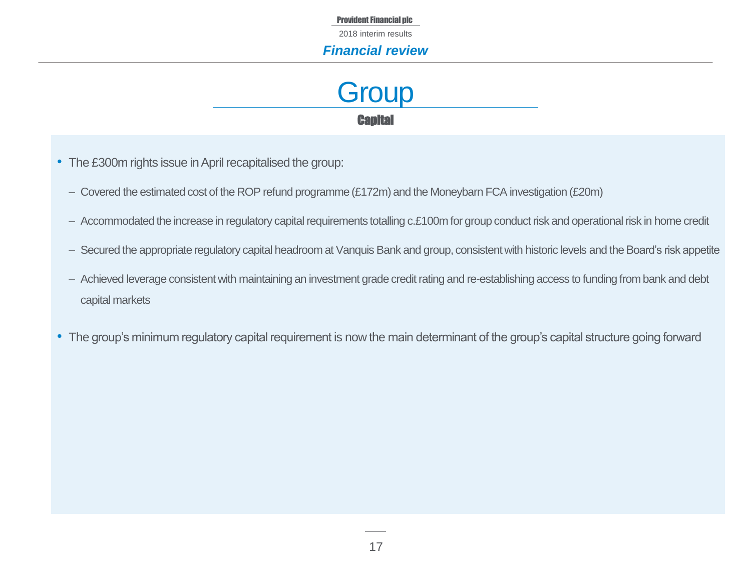# Group

## Capital

- The £300m rights issue in April recapitalised the group:
  - Covered the estimated cost of the ROP refund programme (£172m) and the Moneybarn FCA investigation (£20m)
  - Accommodated the increase in regulatory capital requirements totalling c.£100m for group conduct risk and operational risk in home credit
  - Secured the appropriate regulatory capital headroom at Vanquis Bank and group, consistent with historic levels and the Board's risk appetite
  - Achieved leverage consistent with maintaining an investment grade credit rating and re-establishing access to funding from bank and debt capital markets
- The group's minimum regulatory capital requirement is now the main determinant of the group's capital structure going forward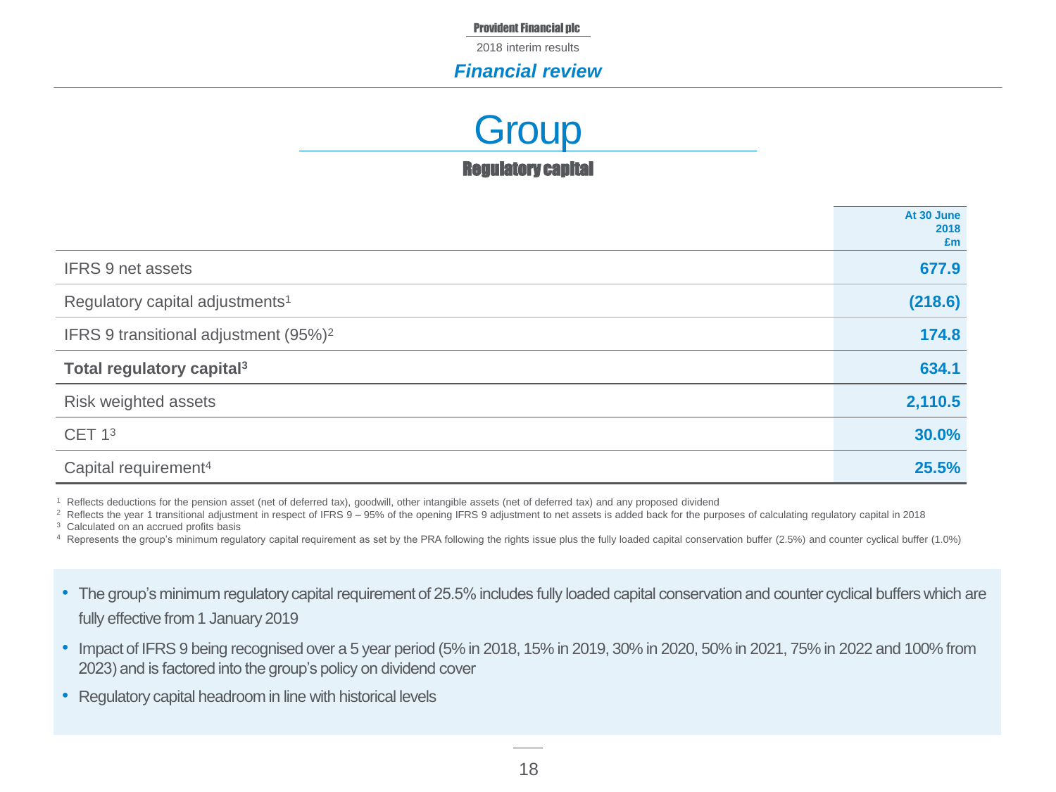# Group

## Regulatory capital

| | At 30 June 2018 £m |
|---|---|
| IFRS 9 net assets | 677.9 |
| Regulatory capital adjustments[1] | (218.6) |
| IFRS 9 transitional adjustment (95%)[2] | 174.8 |
| **Total regulatory capital[3]** | 634.1 |
| Risk weighted assets | 2,110.5 |
| CET 1[3] | 30.0% |
| Capital requirement[4] | 25.5% |

[1] Reflects deductions for the pension asset (net of deferred tax), goodwill, other intangible assets (net of deferred tax) and any proposed dividend

[2] Reflects the year 1 transitional adjustment in respect of IFRS 9 – 95% of the opening IFRS 9 adjustment to net assets is added back for the purposes of calculating regulatory capital in 2018

[3] Calculated on an accrued profits basis

[4] Represents the group's minimum regulatory capital requirement as set by the PRA following the rights issue plus the fully loaded capital conservation buffer (2.5%) and counter cyclical buffer (1.0%)

- The group's minimum regulatory capital requirement of 25.5% includes fully loaded capital conservation and counter cyclical buffers which are fully effective from 1 January 2019
- Impact of IFRS 9 being recognised over a 5 year period (5% in 2018, 15% in 2019, 30% in 2020, 50% in 2021, 75% in 2022 and 100% from 2023) and is factored into the group's policy on dividend cover
- Regulatory capital headroom in line with historical levels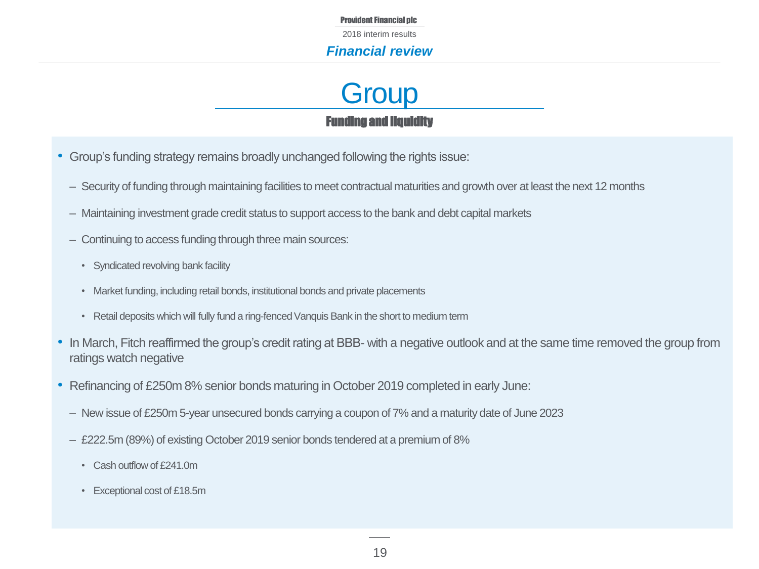# Group

## Funding and liquidity

- Group's funding strategy remains broadly unchanged following the rights issue:
  - Security of funding through maintaining facilities to meet contractual maturities and growth over at least the next 12 months
  - Maintaining investment grade credit status to support access to the bank and debt capital markets
  - Continuing to access funding through three main sources:
    - Syndicated revolving bank facility
    - Market funding, including retail bonds, institutional bonds and private placements
    - Retail deposits which will fully fund a ring-fenced Vanquis Bank in the short to medium term
- In March, Fitch reaffirmed the group's credit rating at BBB- with a negative outlook and at the same time removed the group from ratings watch negative
- Refinancing of £250m 8% senior bonds maturing in October 2019 completed in early June:
  - New issue of £250m 5-year unsecured bonds carrying a coupon of 7% and a maturity date of June 2023
  - £222.5m (89%) of existing October 2019 senior bonds tendered at a premium of 8%
    - Cash outflow of £241.0m
    - Exceptional cost of £18.5m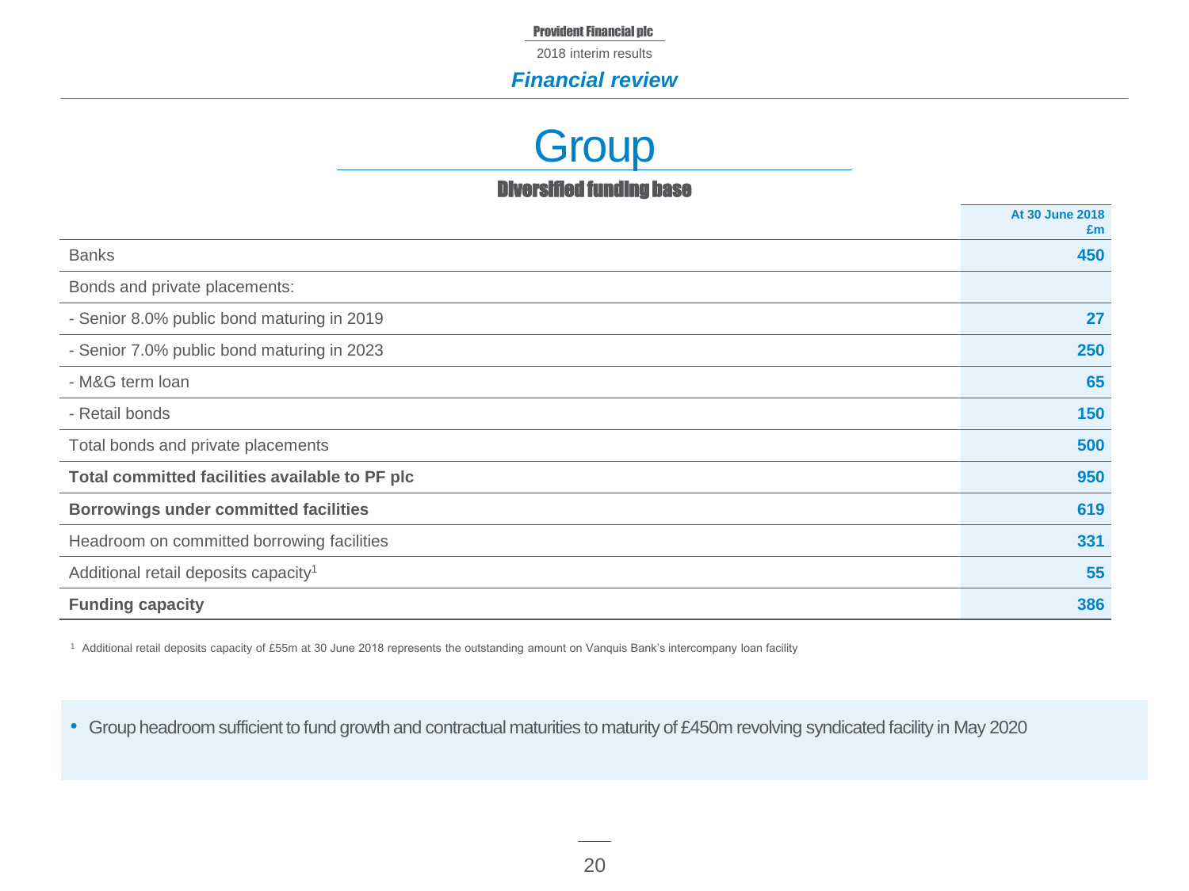# Financial review

## Group

### Diversified funding base

| | At 30 June 2018 £m |
|---|---|
| Banks | 450 |
| Bonds and private placements: | |
| - Senior 8.0% public bond maturing in 2019 | 27 |
| - Senior 7.0% public bond maturing in 2023 | 250 |
| - M&G term loan | 65 |
| - Retail bonds | 150 |
| Total bonds and private placements | 500 |
| **Total committed facilities available to PF plc** | 950 |
| **Borrowings under committed facilities** | 619 |
| Headroom on committed borrowing facilities | 331 |
| Additional retail deposits capacity[1] | 55 |
| **Funding capacity** | 386 |

[1] Additional retail deposits capacity of £55m at 30 June 2018 represents the outstanding amount on Vanquis Bank's intercompany loan facility

- Group headroom sufficient to fund growth and contractual maturities to maturity of £450m revolving syndicated facility in May 2020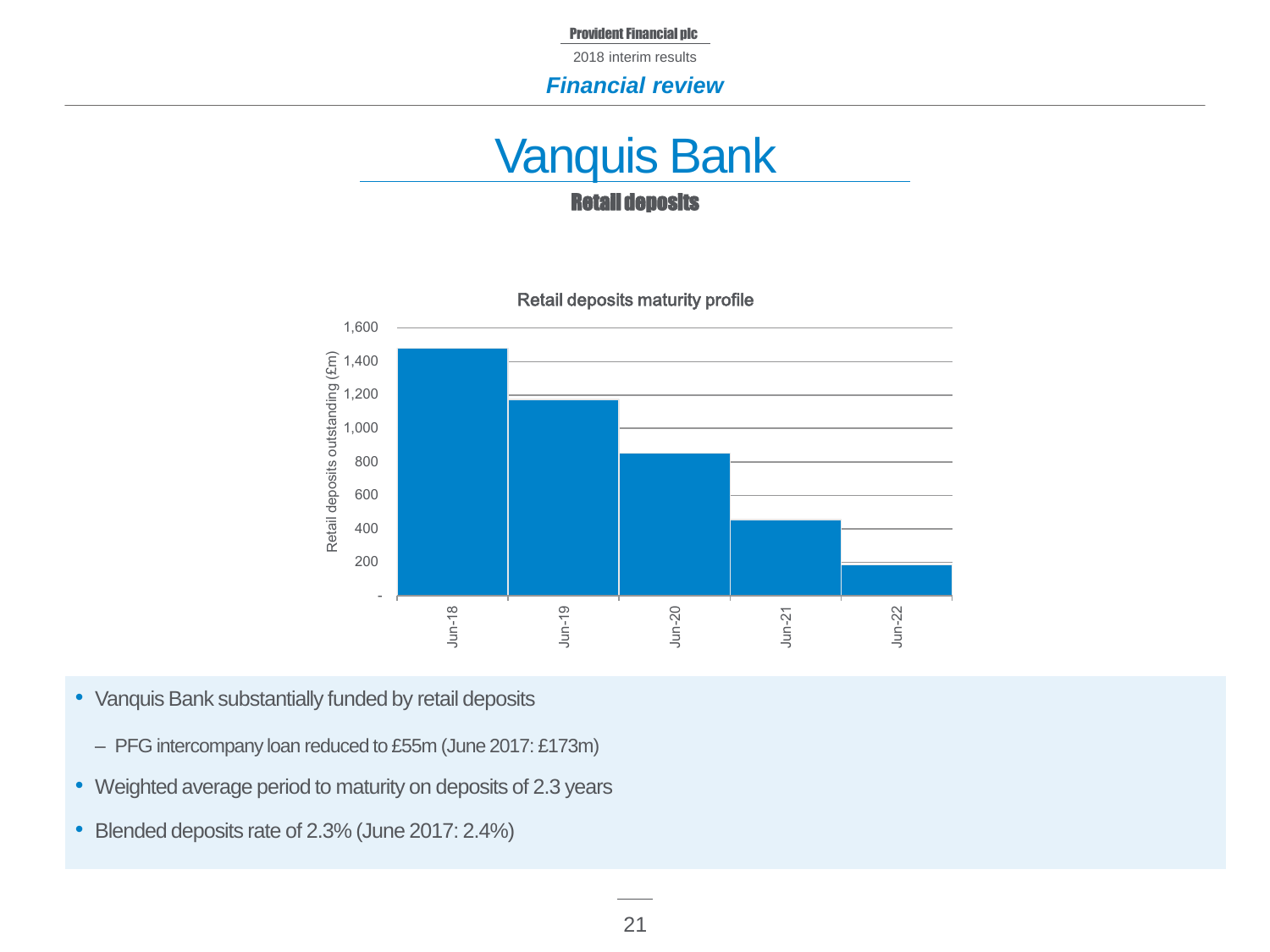# Vanquis Bank

## Retail deposits

**Retail deposits maturity profile**

| Date | Retail deposits outstanding (£m) |
|---|---|
| Jun-18 | ~1,480 |
| Jun-19 | ~1,170 |
| Jun-20 | ~850 |
| Jun-21 | ~450 |
| Jun-22 | ~180 |

- Vanquis Bank substantially funded by retail deposits
  - PFG intercompany loan reduced to £55m (June 2017: £173m)
- Weighted average period to maturity on deposits of 2.3 years
- Blended deposits rate of 2.3% (June 2017: 2.4%)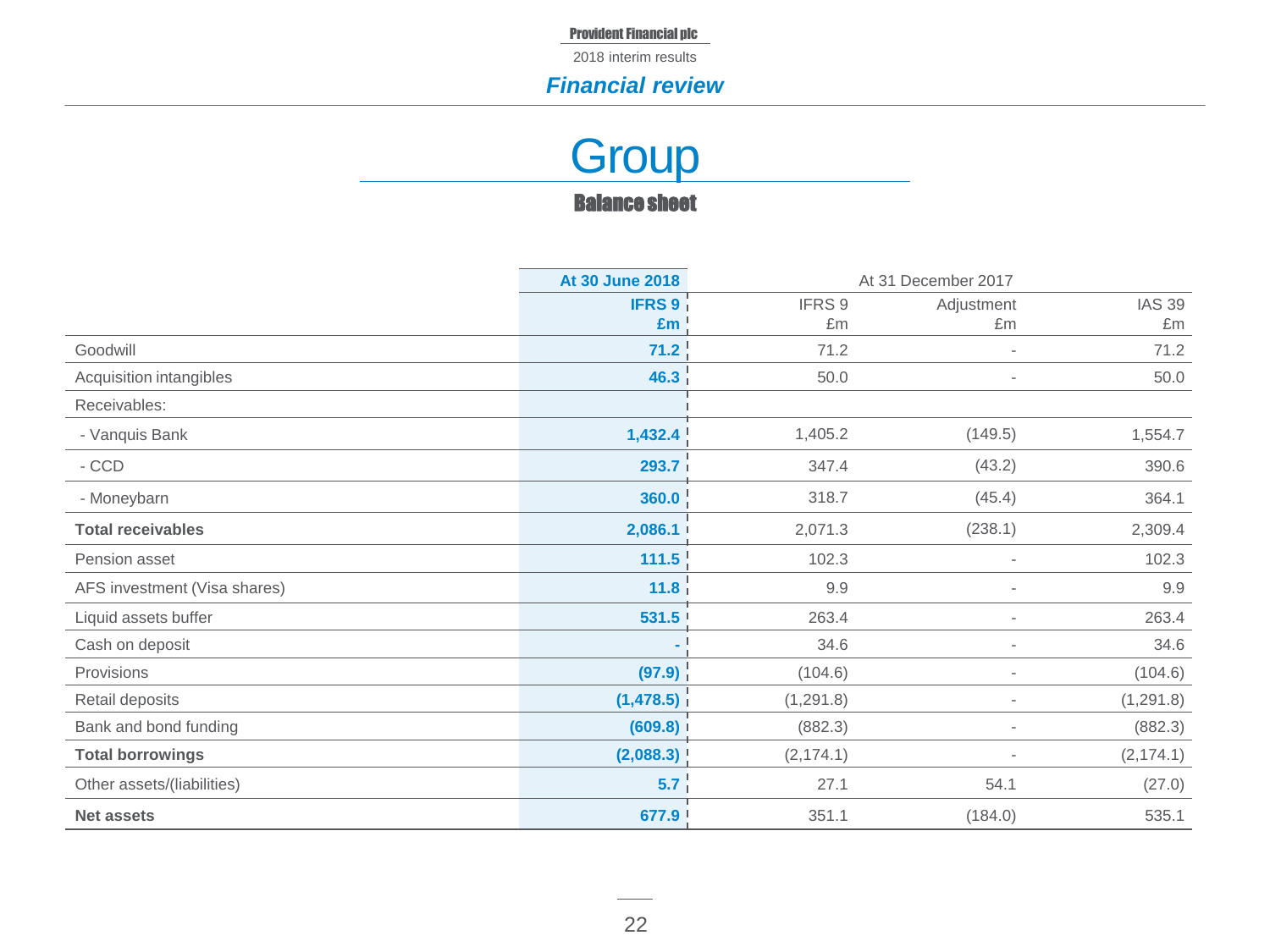Provident Financial plc

2018 interim results

***Financial review***

# Group

## Balance sheet

| | At 30 June 2018 | At 31 December 2017 | | |
|---|---|---|---|---|
| | IFRS 9 £m | IFRS 9 £m | Adjustment £m | IAS 39 £m |
| Goodwill | 71.2 | 71.2 | - | 71.2 |
| Acquisition intangibles | 46.3 | 50.0 | - | 50.0 |
| Receivables: | | | | |
| - Vanquis Bank | 1,432.4 | 1,405.2 | (149.5) | 1,554.7 |
| - CCD | 293.7 | 347.4 | (43.2) | 390.6 |
| - Moneybarn | 360.0 | 318.7 | (45.4) | 364.1 |
| **Total receivables** | **2,086.1** | 2,071.3 | (238.1) | 2,309.4 |
| Pension asset | 111.5 | 102.3 | - | 102.3 |
| AFS investment (Visa shares) | 11.8 | 9.9 | - | 9.9 |
| Liquid assets buffer | 531.5 | 263.4 | - | 263.4 |
| Cash on deposit | - | 34.6 | - | 34.6 |
| Provisions | (97.9) | (104.6) | - | (104.6) |
| Retail deposits | (1,478.5) | (1,291.8) | - | (1,291.8) |
| Bank and bond funding | (609.8) | (882.3) | - | (882.3) |
| **Total borrowings** | **(2,088.3)** | (2,174.1) | - | (2,174.1) |
| Other assets/(liabilities) | 5.7 | 27.1 | 54.1 | (27.0) |
| **Net assets** | **677.9** | 351.1 | (184.0) | 535.1 |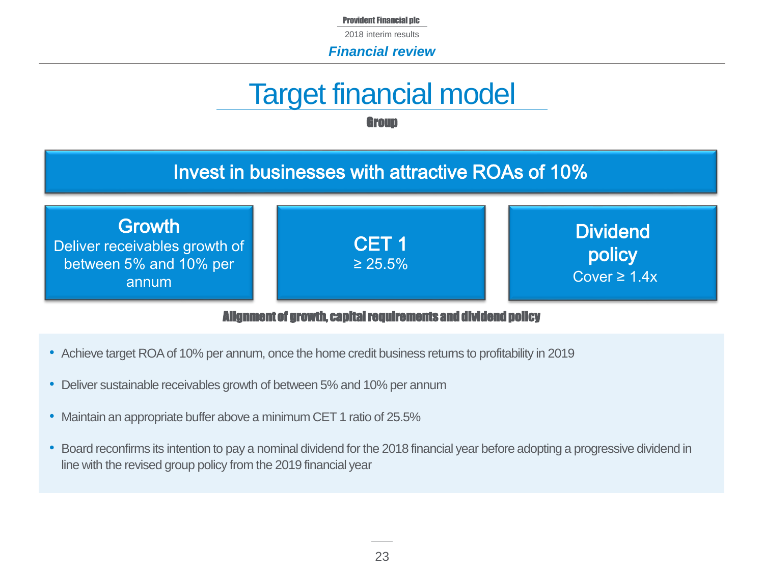# Target financial model

**Group**

## Invest in businesses with attractive ROAs of 10%

**Growth**
Deliver receivables growth of between 5% and 10% per annum

**CET 1**
≥ 25.5%

**Dividend policy**
Cover ≥ 1.4x

**Alignment of growth, capital requirements and dividend policy**

- Achieve target ROA of 10% per annum, once the home credit business returns to profitability in 2019
- Deliver sustainable receivables growth of between 5% and 10% per annum
- Maintain an appropriate buffer above a minimum CET 1 ratio of 25.5%
- Board reconfirms its intention to pay a nominal dividend for the 2018 financial year before adopting a progressive dividend in line with the revised group policy from the 2019 financial year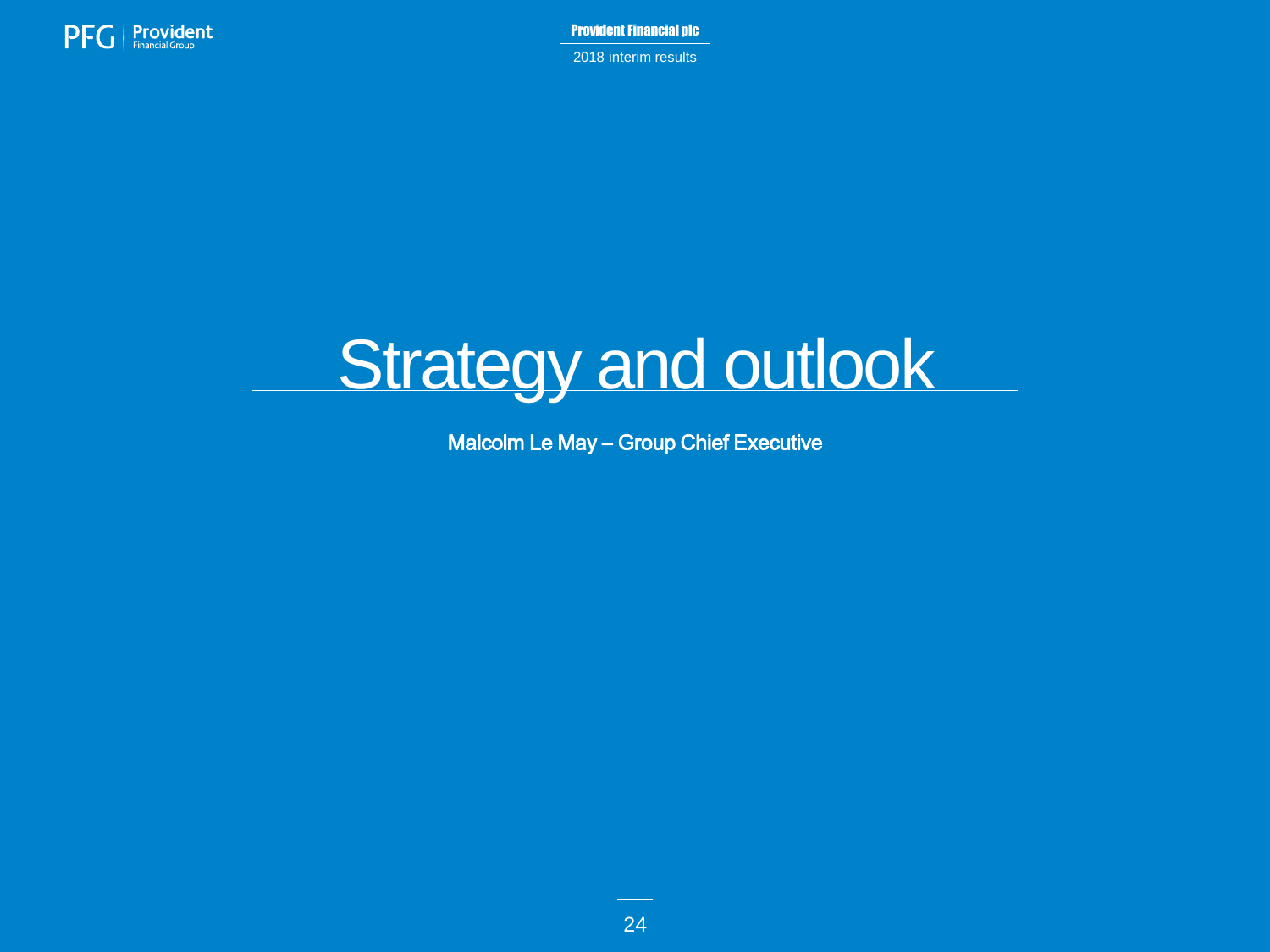# Strategy and outlook

Malcolm Le May – Group Chief Executive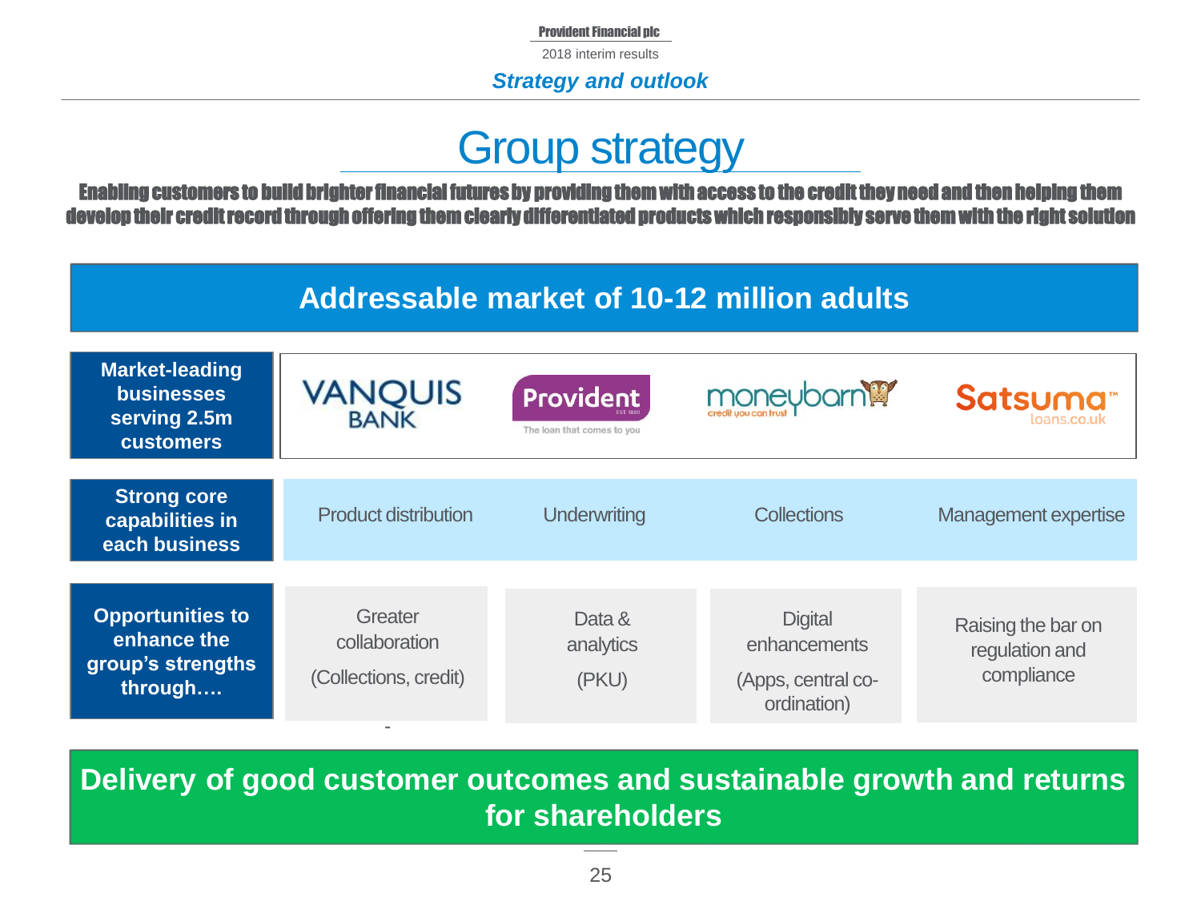# Group strategy

**Enabling customers to build brighter financial futures by providing them with access to the credit they need and then helping them develop their credit record through offering them clearly differentiated products which responsibly serve them with the right solution**

## Addressable market of 10-12 million adults

| | | | | |
|---|---|---|---|---|
| **Market-leading businesses serving 2.5m customers** | VANQUIS BANK | Provident – The loan that comes to you | moneybarn – credit you can trust | Satsuma loans.co.uk |
| **Strong core capabilities in each business** | Product distribution | Underwriting | Collections | Management expertise |
| **Opportunities to enhance the group's strengths through….** | Greater collaboration (Collections, credit) | Data & analytics (PKU) | Digital enhancements (Apps, central co-ordination) | Raising the bar on regulation and compliance |

## Delivery of good customer outcomes and sustainable growth and returns for shareholders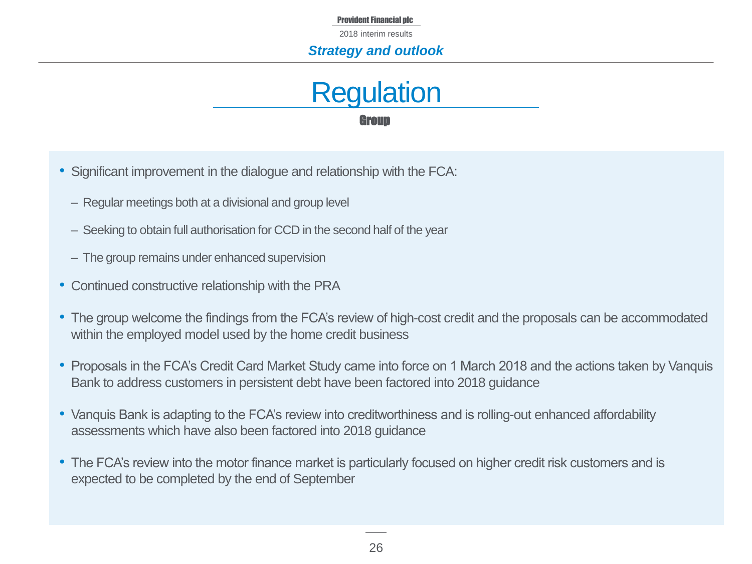*Strategy and outlook*

# Regulation

**Group**

- Significant improvement in the dialogue and relationship with the FCA:
  - Regular meetings both at a divisional and group level
  - Seeking to obtain full authorisation for CCD in the second half of the year
  - The group remains under enhanced supervision
- Continued constructive relationship with the PRA
- The group welcome the findings from the FCA's review of high-cost credit and the proposals can be accommodated within the employed model used by the home credit business
- Proposals in the FCA's Credit Card Market Study came into force on 1 March 2018 and the actions taken by Vanquis Bank to address customers in persistent debt have been factored into 2018 guidance
- Vanquis Bank is adapting to the FCA's review into creditworthiness and is rolling-out enhanced affordability assessments which have also been factored into 2018 guidance
- The FCA's review into the motor finance market is particularly focused on higher credit risk customers and is expected to be completed by the end of September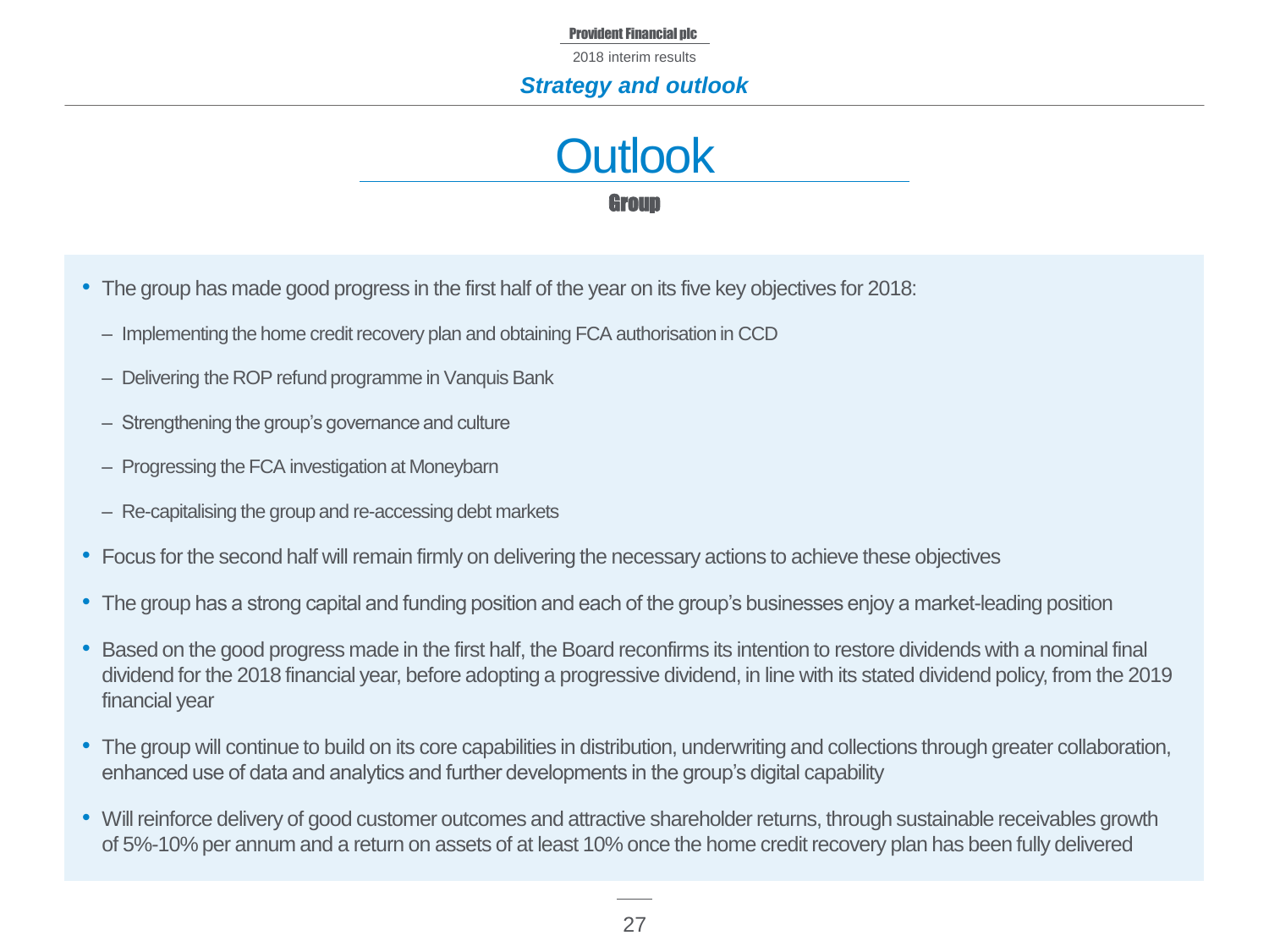# Outlook

## Group

- The group has made good progress in the first half of the year on its five key objectives for 2018:
  - Implementing the home credit recovery plan and obtaining FCA authorisation in CCD
  - Delivering the ROP refund programme in Vanquis Bank
  - Strengthening the group's governance and culture
  - Progressing the FCA investigation at Moneybarn
  - Re-capitalising the group and re-accessing debt markets
- Focus for the second half will remain firmly on delivering the necessary actions to achieve these objectives
- The group has a strong capital and funding position and each of the group's businesses enjoy a market-leading position
- Based on the good progress made in the first half, the Board reconfirms its intention to restore dividends with a nominal final dividend for the 2018 financial year, before adopting a progressive dividend, in line with its stated dividend policy, from the 2019 financial year
- The group will continue to build on its core capabilities in distribution, underwriting and collections through greater collaboration, enhanced use of data and analytics and further developments in the group's digital capability
- Will reinforce delivery of good customer outcomes and attractive shareholder returns, through sustainable receivables growth of 5%-10% per annum and a return on assets of at least 10% once the home credit recovery plan has been fully delivered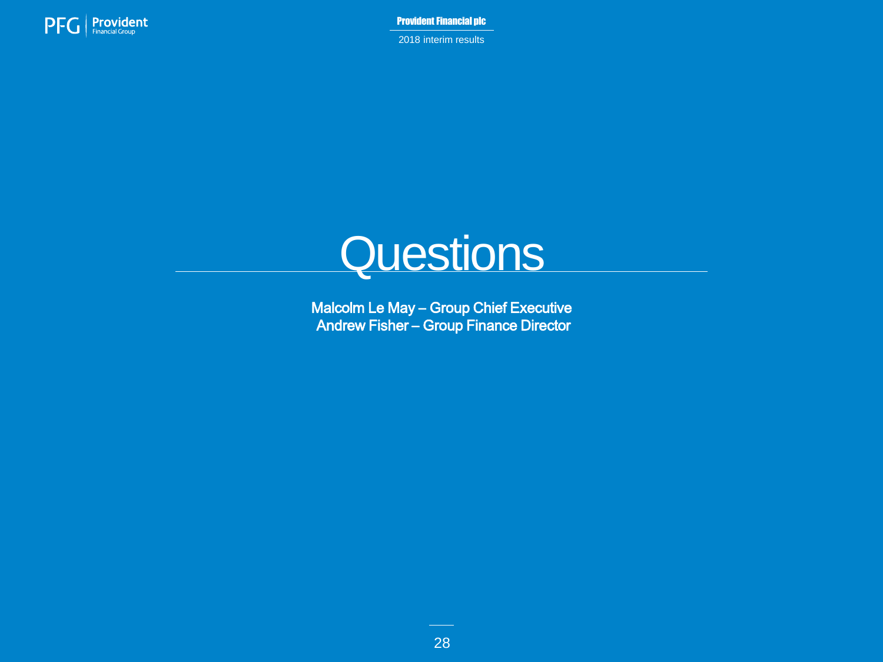# Questions

**Malcolm Le May – Group Chief Executive**
**Andrew Fisher – Group Finance Director**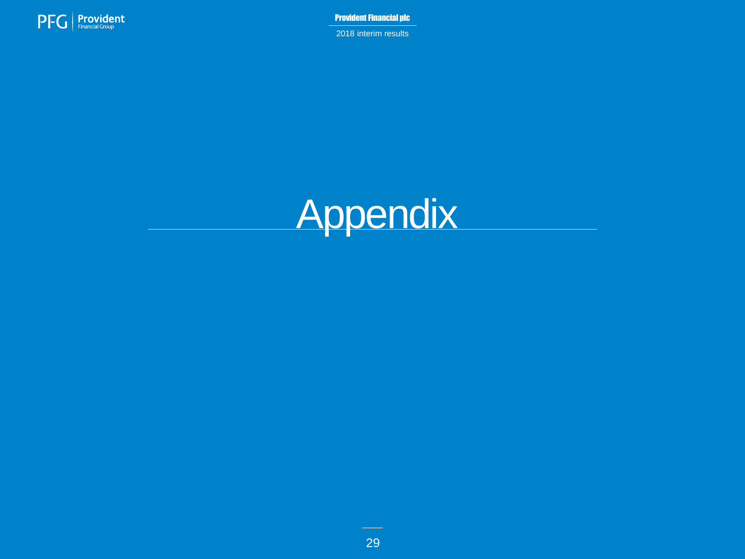# Appendix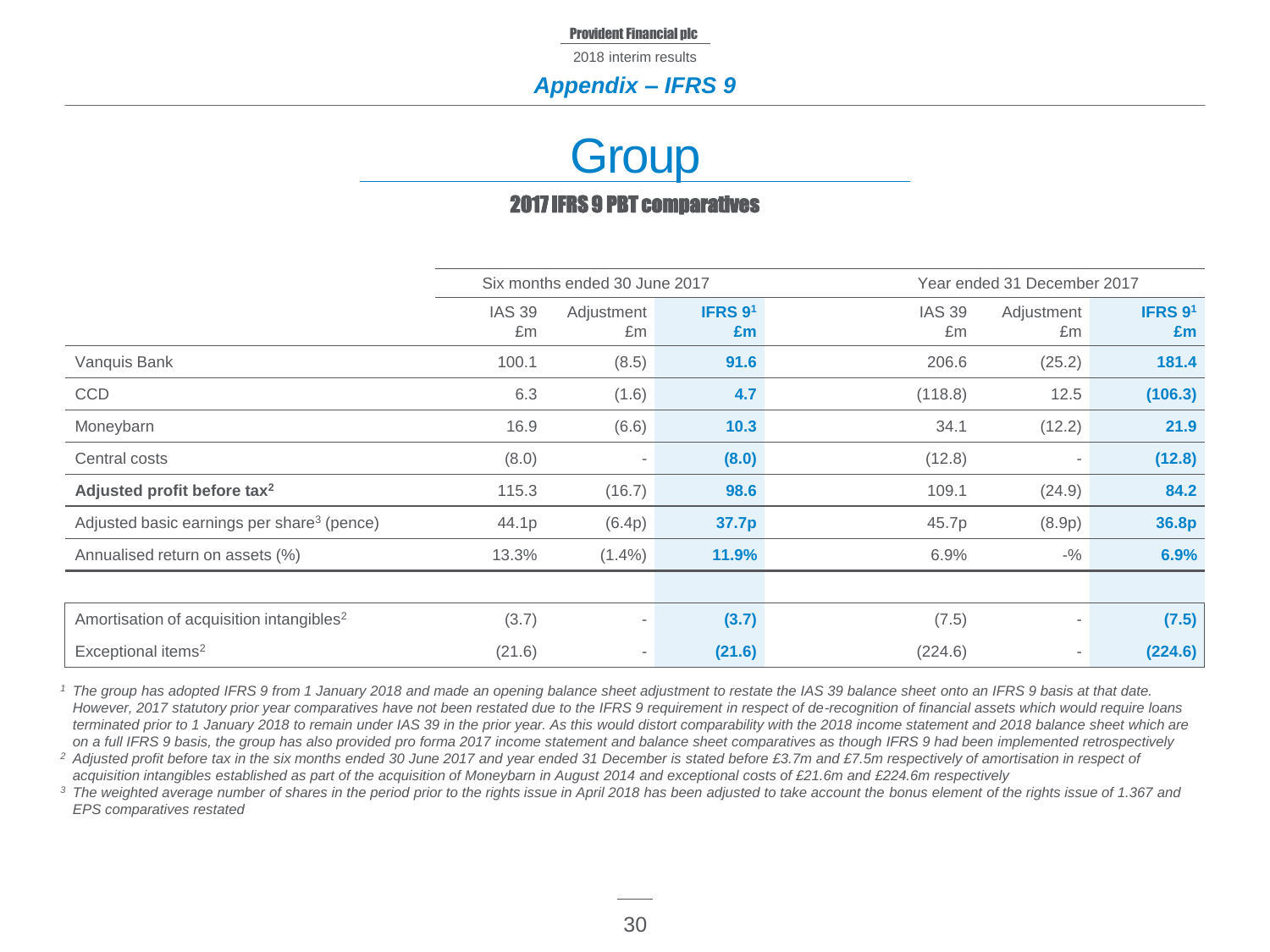Provident Financial plc

2018 interim results

## *Appendix – IFRS 9*

# Group

## 2017 IFRS 9 PBT comparatives

| | Six months ended 30 June 2017 | | | Year ended 31 December 2017 | | |
|---|---|---|---|---|---|---|
| | IAS 39 £m | Adjustment £m | **IFRS 9[1] £m** | IAS 39 £m | Adjustment £m | **IFRS 9[1] £m** |
| Vanquis Bank | 100.1 | (8.5) | **91.6** | 206.6 | (25.2) | **181.4** |
| CCD | 6.3 | (1.6) | **4.7** | (118.8) | 12.5 | **(106.3)** |
| Moneybarn | 16.9 | (6.6) | **10.3** | 34.1 | (12.2) | **21.9** |
| Central costs | (8.0) | - | **(8.0)** | (12.8) | - | **(12.8)** |
| **Adjusted profit before tax[2]** | 115.3 | (16.7) | **98.6** | 109.1 | (24.9) | **84.2** |
| Adjusted basic earnings per share[3] (pence) | 44.1p | (6.4p) | **37.7p** | 45.7p | (8.9p) | **36.8p** |
| Annualised return on assets (%) | 13.3% | (1.4%) | **11.9%** | 6.9% | -% | **6.9%** |
| | | | | | | |
| Amortisation of acquisition intangibles[2] | (3.7) | - | **(3.7)** | (7.5) | - | **(7.5)** |
| Exceptional items[2] | (21.6) | - | **(21.6)** | (224.6) | - | **(224.6)** |

*[1] The group has adopted IFRS 9 from 1 January 2018 and made an opening balance sheet adjustment to restate the IAS 39 balance sheet onto an IFRS 9 basis at that date. However, 2017 statutory prior year comparatives have not been restated due to the IFRS 9 requirement in respect of de-recognition of financial assets which would require loans terminated prior to 1 January 2018 to remain under IAS 39 in the prior year. As this would distort comparability with the 2018 income statement and 2018 balance sheet which are on a full IFRS 9 basis, the group has also provided pro forma 2017 income statement and balance sheet comparatives as though IFRS 9 had been implemented retrospectively*

*[2] Adjusted profit before tax in the six months ended 30 June 2017 and year ended 31 December is stated before £3.7m and £7.5m respectively of amortisation in respect of acquisition intangibles established as part of the acquisition of Moneybarn in August 2014 and exceptional costs of £21.6m and £224.6m respectively*

*[3] The weighted average number of shares in the period prior to the rights issue in April 2018 has been adjusted to take account the bonus element of the rights issue of 1.367 and EPS comparatives restated*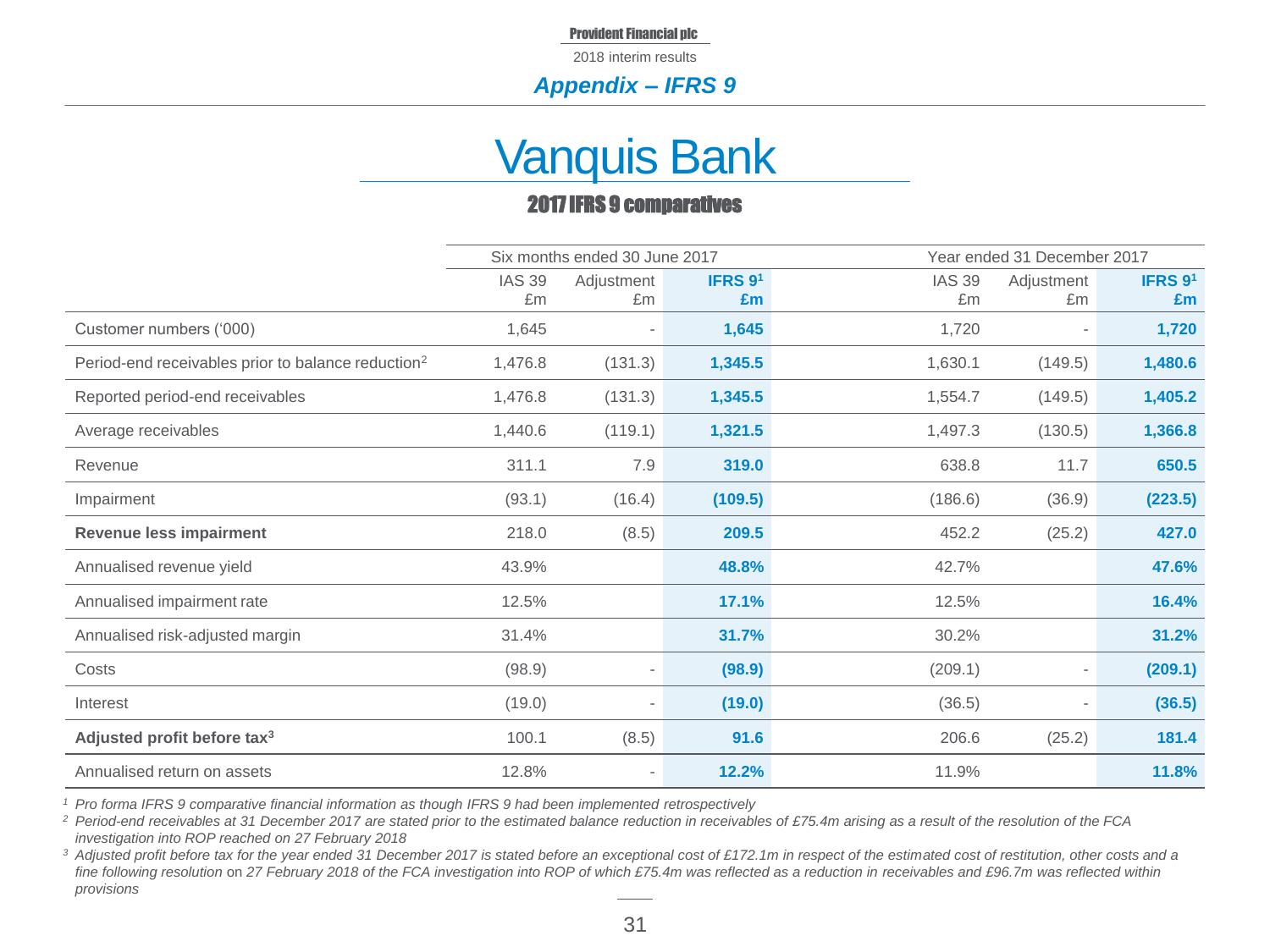## Appendix – IFRS 9

# Vanquis Bank

### 2017 IFRS 9 comparatives

| | Six months ended 30 June 2017 | | | Year ended 31 December 2017 | | |
|---|---|---|---|---|---|---|
| | IAS 39 £m | Adjustment £m | **IFRS 9[1] £m** | IAS 39 £m | Adjustment £m | **IFRS 9[1] £m** |
| Customer numbers ('000) | 1,645 | - | **1,645** | 1,720 | - | **1,720** |
| Period-end receivables prior to balance reduction[2] | 1,476.8 | (131.3) | **1,345.5** | 1,630.1 | (149.5) | **1,480.6** |
| Reported period-end receivables | 1,476.8 | (131.3) | **1,345.5** | 1,554.7 | (149.5) | **1,405.2** |
| Average receivables | 1,440.6 | (119.1) | **1,321.5** | 1,497.3 | (130.5) | **1,366.8** |
| Revenue | 311.1 | 7.9 | **319.0** | 638.8 | 11.7 | **650.5** |
| Impairment | (93.1) | (16.4) | **(109.5)** | (186.6) | (36.9) | **(223.5)** |
| **Revenue less impairment** | 218.0 | (8.5) | **209.5** | 452.2 | (25.2) | **427.0** |
| Annualised revenue yield | 43.9% | | **48.8%** | 42.7% | | **47.6%** |
| Annualised impairment rate | 12.5% | | **17.1%** | 12.5% | | **16.4%** |
| Annualised risk-adjusted margin | 31.4% | | **31.7%** | 30.2% | | **31.2%** |
| Costs | (98.9) | - | **(98.9)** | (209.1) | - | **(209.1)** |
| Interest | (19.0) | - | **(19.0)** | (36.5) | - | **(36.5)** |
| **Adjusted profit before tax[3]** | 100.1 | (8.5) | **91.6** | 206.6 | (25.2) | **181.4** |
| Annualised return on assets | 12.8% | - | **12.2%** | 11.9% | | **11.8%** |

*[1] Pro forma IFRS 9 comparative financial information as though IFRS 9 had been implemented retrospectively*

*[2] Period-end receivables at 31 December 2017 are stated prior to the estimated balance reduction in receivables of £75.4m arising as a result of the resolution of the FCA investigation into ROP reached on 27 February 2018*

*[3] Adjusted profit before tax for the year ended 31 December 2017 is stated before an exceptional cost of £172.1m in respect of the estimated cost of restitution, other costs and a fine following resolution on 27 February 2018 of the FCA investigation into ROP of which £75.4m was reflected as a reduction in receivables and £96.7m was reflected within provisions*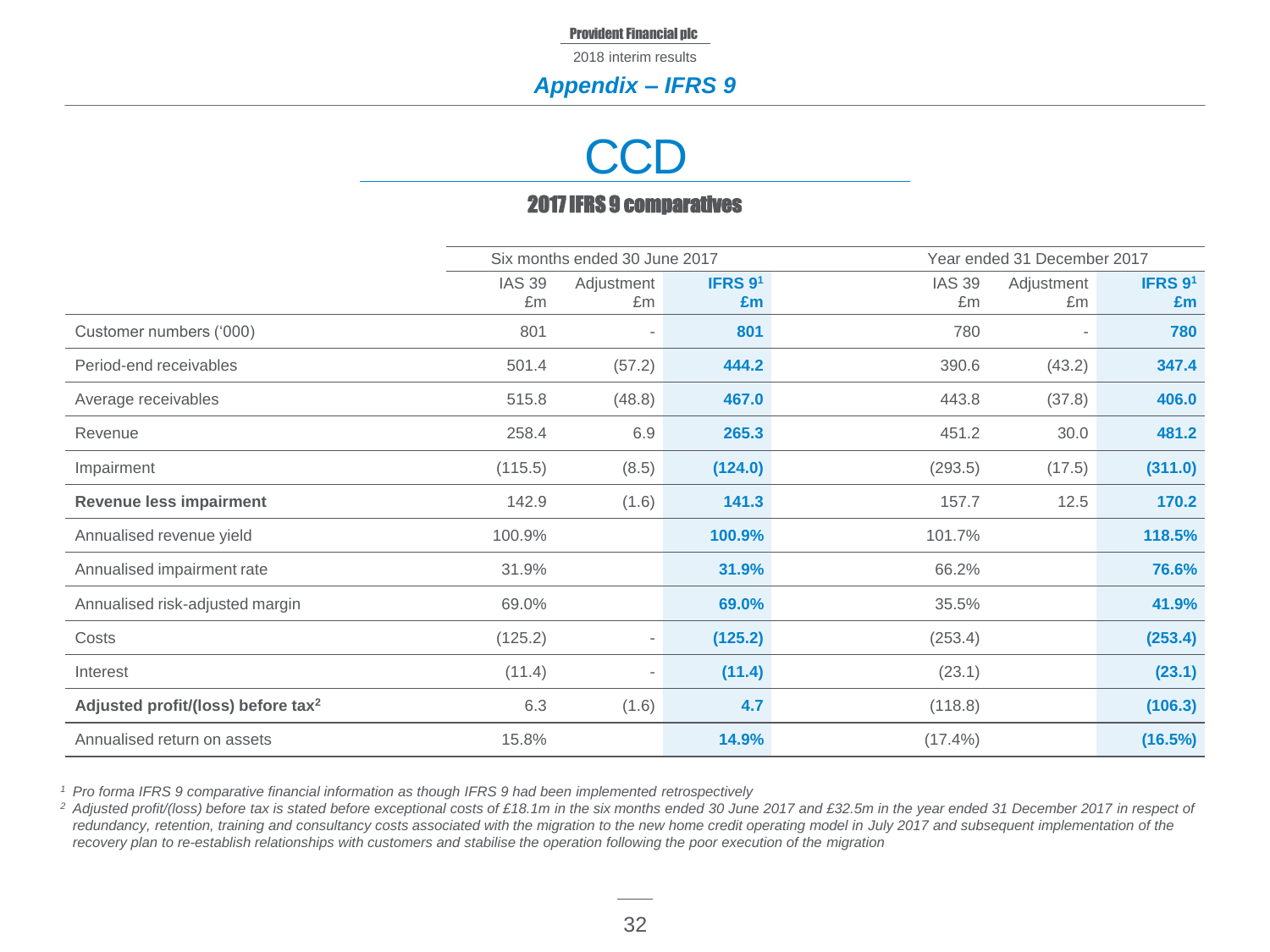## Appendix – IFRS 9

# CCD

### 2017 IFRS 9 comparatives

| | Six months ended 30 June 2017 | | | Year ended 31 December 2017 | | |
|---|---|---|---|---|---|---|
| | IAS 39 £m | Adjustment £m | **IFRS 9[1] £m** | IAS 39 £m | Adjustment £m | **IFRS 9[1] £m** |
| Customer numbers ('000) | 801 | - | **801** | 780 | - | **780** |
| Period-end receivables | 501.4 | (57.2) | **444.2** | 390.6 | (43.2) | **347.4** |
| Average receivables | 515.8 | (48.8) | **467.0** | 443.8 | (37.8) | **406.0** |
| Revenue | 258.4 | 6.9 | **265.3** | 451.2 | 30.0 | **481.2** |
| Impairment | (115.5) | (8.5) | **(124.0)** | (293.5) | (17.5) | **(311.0)** |
| **Revenue less impairment** | 142.9 | (1.6) | **141.3** | 157.7 | 12.5 | **170.2** |
| Annualised revenue yield | 100.9% | | **100.9%** | 101.7% | | **118.5%** |
| Annualised impairment rate | 31.9% | | **31.9%** | 66.2% | | **76.6%** |
| Annualised risk-adjusted margin | 69.0% | | **69.0%** | 35.5% | | **41.9%** |
| Costs | (125.2) | - | **(125.2)** | (253.4) | | **(253.4)** |
| Interest | (11.4) | - | **(11.4)** | (23.1) | | **(23.1)** |
| **Adjusted profit/(loss) before tax[2]** | 6.3 | (1.6) | **4.7** | (118.8) | | **(106.3)** |
| Annualised return on assets | 15.8% | | **14.9%** | (17.4%) | | **(16.5%)** |

*[1] Pro forma IFRS 9 comparative financial information as though IFRS 9 had been implemented retrospectively*

*[2] Adjusted profit/(loss) before tax is stated before exceptional costs of £18.1m in the six months ended 30 June 2017 and £32.5m in the year ended 31 December 2017 in respect of redundancy, retention, training and consultancy costs associated with the migration to the new home credit operating model in July 2017 and subsequent implementation of the recovery plan to re-establish relationships with customers and stabilise the operation following the poor execution of the migration*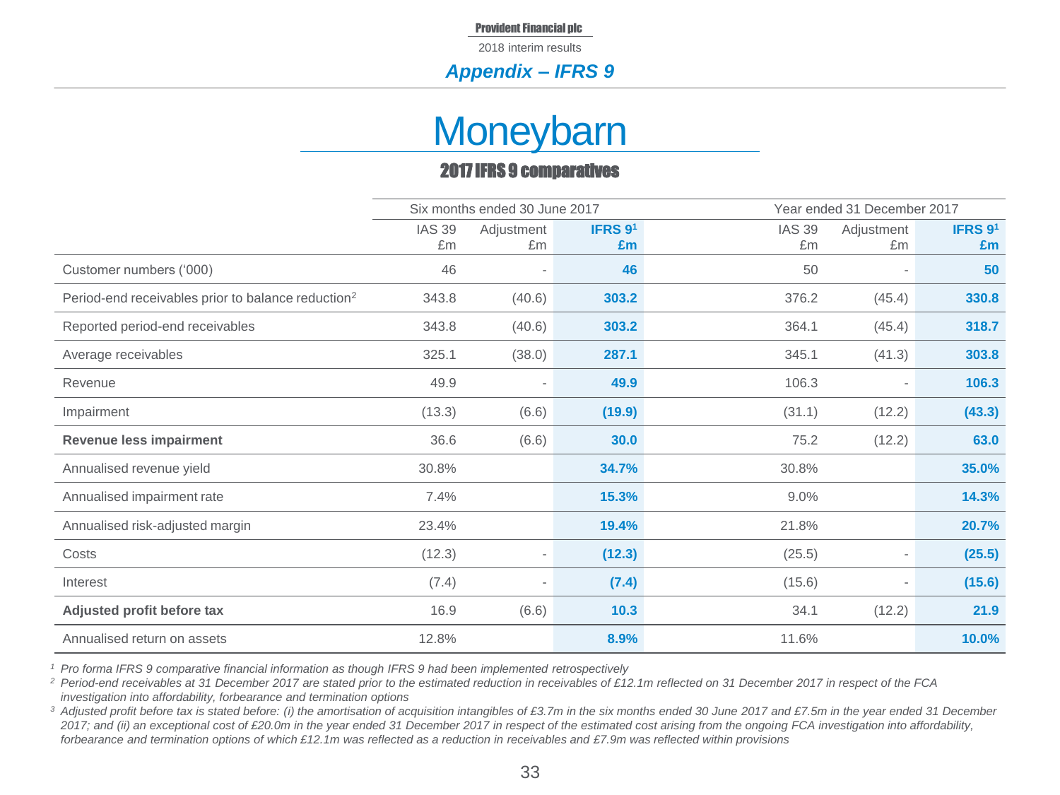## Appendix – IFRS 9

# Moneybarn

### 2017 IFRS 9 comparatives

| | Six months ended 30 June 2017 | | | Year ended 31 December 2017 | | |
|---|---|---|---|---|---|---|
| | IAS 39 £m | Adjustment £m | **IFRS 9[1] £m** | IAS 39 £m | Adjustment £m | **IFRS 9[1] £m** |
| Customer numbers ('000) | 46 | - | **46** | 50 | - | **50** |
| Period-end receivables prior to balance reduction[2] | 343.8 | (40.6) | **303.2** | 376.2 | (45.4) | **330.8** |
| Reported period-end receivables | 343.8 | (40.6) | **303.2** | 364.1 | (45.4) | **318.7** |
| Average receivables | 325.1 | (38.0) | **287.1** | 345.1 | (41.3) | **303.8** |
| Revenue | 49.9 | - | **49.9** | 106.3 | - | **106.3** |
| Impairment | (13.3) | (6.6) | **(19.9)** | (31.1) | (12.2) | **(43.3)** |
| **Revenue less impairment** | 36.6 | (6.6) | **30.0** | 75.2 | (12.2) | **63.0** |
| Annualised revenue yield | 30.8% | | **34.7%** | 30.8% | | **35.0%** |
| Annualised impairment rate | 7.4% | | **15.3%** | 9.0% | | **14.3%** |
| Annualised risk-adjusted margin | 23.4% | | **19.4%** | 21.8% | | **20.7%** |
| Costs | (12.3) | - | **(12.3)** | (25.5) | - | **(25.5)** |
| Interest | (7.4) | - | **(7.4)** | (15.6) | - | **(15.6)** |
| **Adjusted profit before tax** | 16.9 | (6.6) | **10.3** | 34.1 | (12.2) | **21.9** |
| Annualised return on assets | 12.8% | | **8.9%** | 11.6% | | **10.0%** |

*[1] Pro forma IFRS 9 comparative financial information as though IFRS 9 had been implemented retrospectively*

*[2] Period-end receivables at 31 December 2017 are stated prior to the estimated reduction in receivables of £12.1m reflected on 31 December 2017 in respect of the FCA investigation into affordability, forbearance and termination options*

*[3] Adjusted profit before tax is stated before: (i) the amortisation of acquisition intangibles of £3.7m in the six months ended 30 June 2017 and £7.5m in the year ended 31 December 2017; and (ii) an exceptional cost of £20.0m in the year ended 31 December 2017 in respect of the estimated cost arising from the ongoing FCA investigation into affordability, forbearance and termination options of which £12.1m was reflected as a reduction in receivables and £7.9m was reflected within provisions*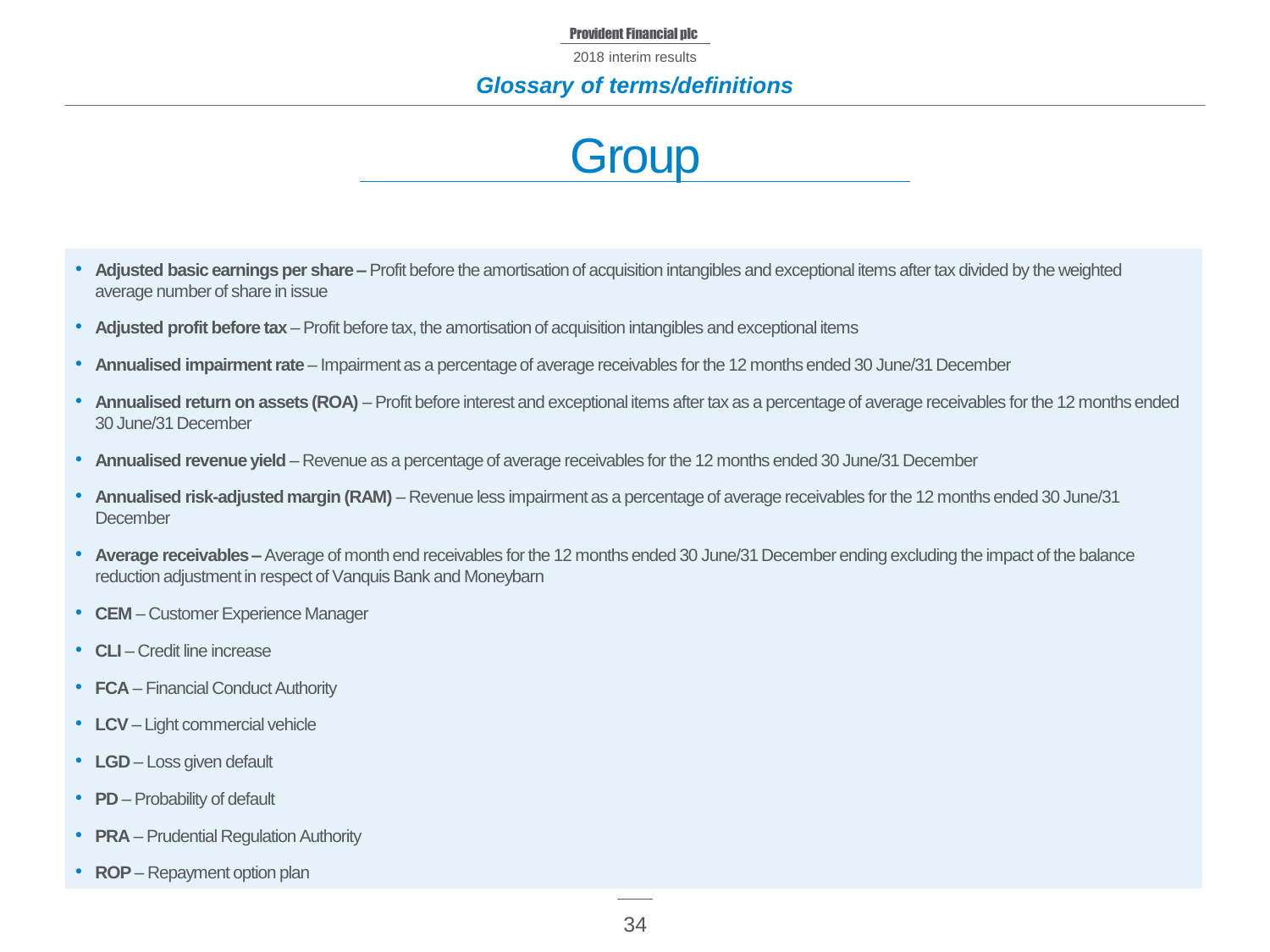## Glossary of terms/definitions

# Group

- **Adjusted basic earnings per share –** Profit before the amortisation of acquisition intangibles and exceptional items after tax divided by the weighted average number of share in issue
- **Adjusted profit before tax** – Profit before tax, the amortisation of acquisition intangibles and exceptional items
- **Annualised impairment rate** – Impairment as a percentage of average receivables for the 12 months ended 30 June/31 December
- **Annualised return on assets (ROA)** – Profit before interest and exceptional items after tax as a percentage of average receivables for the 12 months ended 30 June/31 December
- **Annualised revenue yield** – Revenue as a percentage of average receivables for the 12 months ended 30 June/31 December
- **Annualised risk-adjusted margin (RAM)** – Revenue less impairment as a percentage of average receivables for the 12 months ended 30 June/31 December
- **Average receivables –** Average of month end receivables for the 12 months ended 30 June/31 December ending excluding the impact of the balance reduction adjustment in respect of Vanquis Bank and Moneybarn
- **CEM** – Customer Experience Manager
- **CLI** – Credit line increase
- **FCA** – Financial Conduct Authority
- **LCV** – Light commercial vehicle
- **LGD** – Loss given default
- **PD** – Probability of default
- **PRA** – Prudential Regulation Authority
- **ROP** – Repayment option plan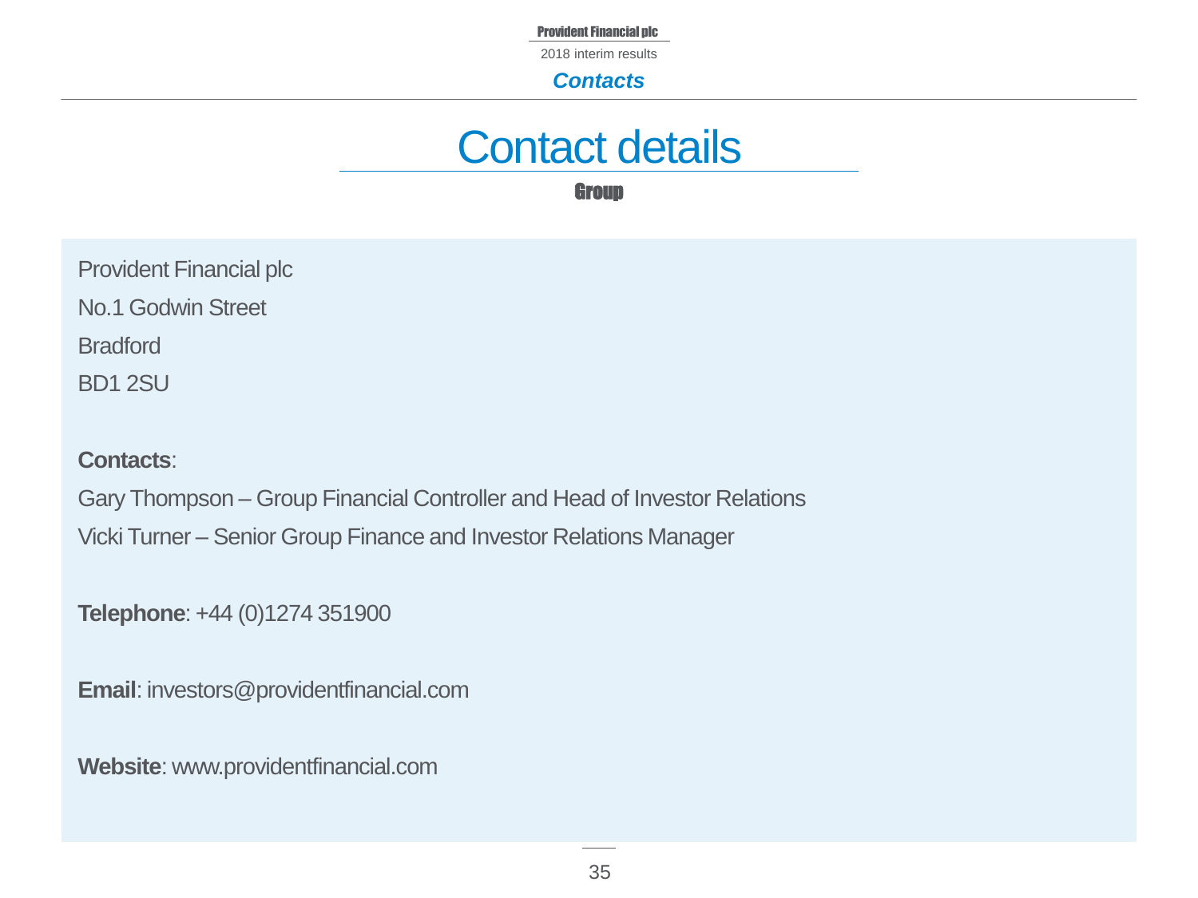# Contact details

**Group**

Provident Financial plc

No.1 Godwin Street

Bradford

BD1 2SU

**Contacts**:

Gary Thompson – Group Financial Controller and Head of Investor Relations

Vicki Turner – Senior Group Finance and Investor Relations Manager

**Telephone**: +44 (0)1274 351900

**Email**: investors@providentfinancial.com

**Website**: www.providentfinancial.com